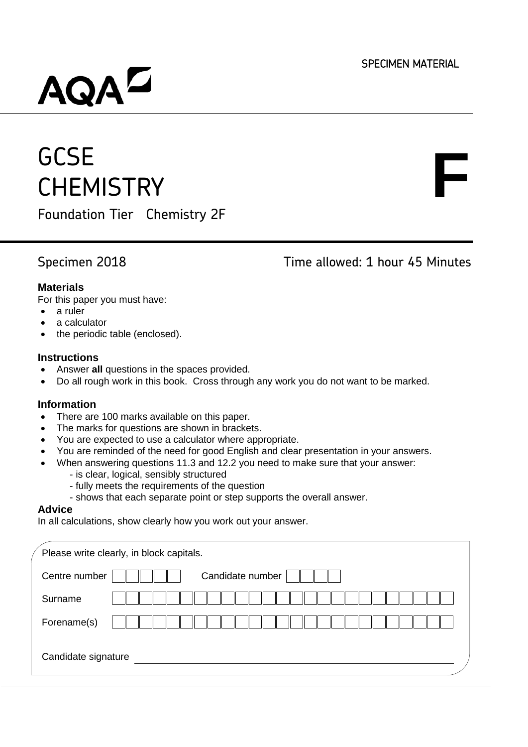SPECIMEN MATERIAL

AQA

# GCSE CHEMISTRY

# F

Foundation Tier Chemistry 2F

Specimen 2018 Time allowed: 1 hour 45 Minutes

**Materials**

For this paper you must have:

- a ruler
- a calculator
- the periodic table (enclosed).

**Instructions**

- Answer **all** questions in the spaces provided.
- Do all rough work in this book. Cross through any work you do not want to be marked.

**Information**

- There are 100 marks available on this paper.
- The marks for questions are shown in brackets.
- You are expected to use a calculator where appropriate.
- You are reminded of the need for good English and clear presentation in your answers.
- When answering questions 11.3 and 12.2 you need to make sure that your answer:
  - is clear, logical, sensibly structured
  - fully meets the requirements of the question
  - shows that each separate point or step supports the overall answer.

**Advice**

In all calculations, show clearly how you work out your answer.

Please write clearly, in block capitals.

Centre number

Candidate number

Surname

Forename(s)

Candidate signature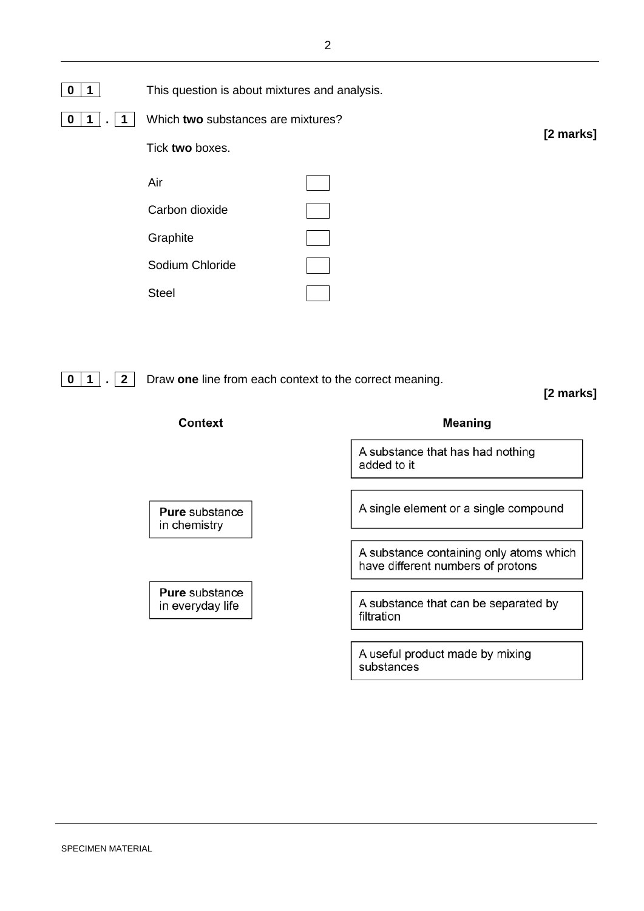**0 1** This question is about mixtures and analysis.

**0 1 . 1** Which **two** substances are mixtures?

**[2 marks]**

Tick **two** boxes.

| | |
|---|---|
| Air | ☐ |
| Carbon dioxide | ☐ |
| Graphite | ☐ |
| Sodium Chloride | ☐ |
| Steel | ☐ |

**0 1 . 2** Draw **one** line from each context to the correct meaning.

**[2 marks]**

| Context | Meaning |
|---|---|
| | A substance that has had nothing added to it |
| **Pure** substance in chemistry | A single element or a single compound |
| | A substance containing only atoms which have different numbers of protons |
| **Pure** substance in everyday life | A substance that can be separated by filtration |
| | A useful product made by mixing substances |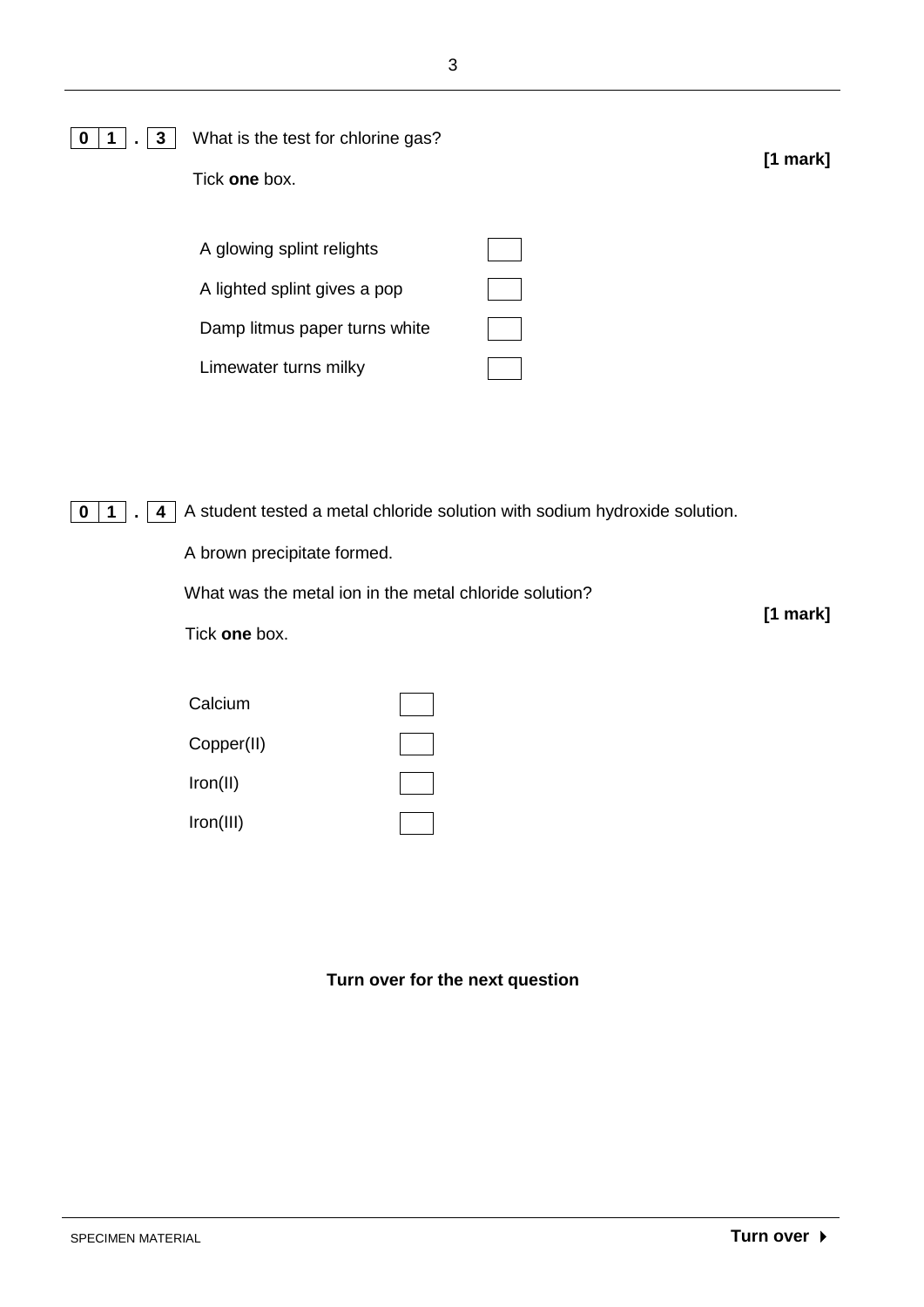**0 1 . 3** What is the test for chlorine gas?

**[1 mark]**

Tick **one** box.

- A glowing splint relights ☐
- A lighted splint gives a pop ☐
- Damp litmus paper turns white ☐
- Limewater turns milky ☐

**0 1 . 4** A student tested a metal chloride solution with sodium hydroxide solution.

A brown precipitate formed.

What was the metal ion in the metal chloride solution?

**[1 mark]**

Tick **one** box.

- Calcium ☐
- Copper(II) ☐
- Iron(II) ☐
- Iron(III) ☐

**Turn over for the next question**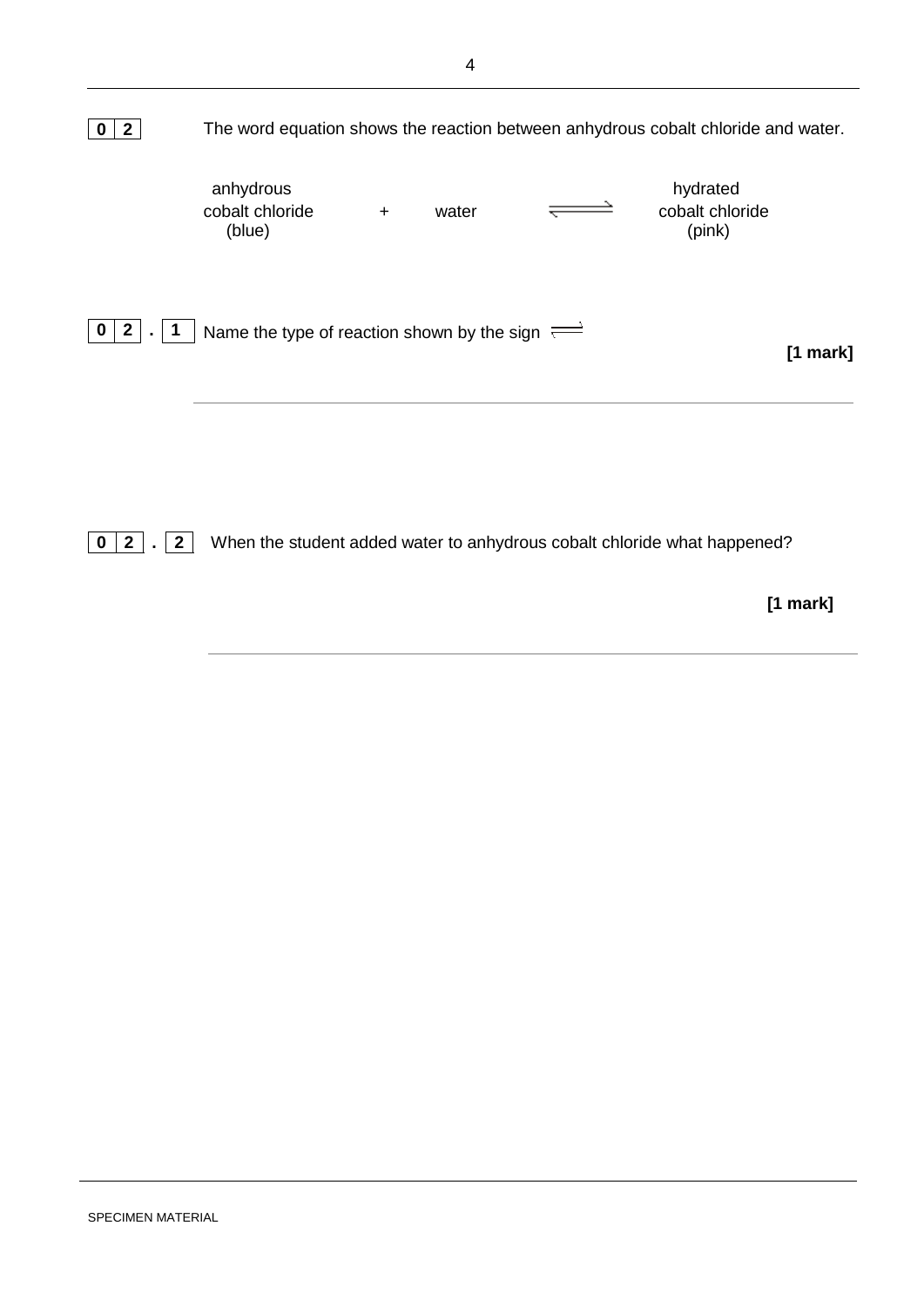**0 2** The word equation shows the reaction between anhydrous cobalt chloride and water.

$$\underset{\text{(blue)}}{\text{anhydrous cobalt chloride}} + \text{water} \rightleftharpoons \underset{\text{(pink)}}{\text{hydrated cobalt chloride}}$$

**0 2 . 1** Name the type of reaction shown by the sign $\rightleftharpoons$

**[1 mark]**

______________________________________________________________

**0 2 . 2** When the student added water to anhydrous cobalt chloride what happened?

**[1 mark]**

______________________________________________________________

SPECIMEN MATERIAL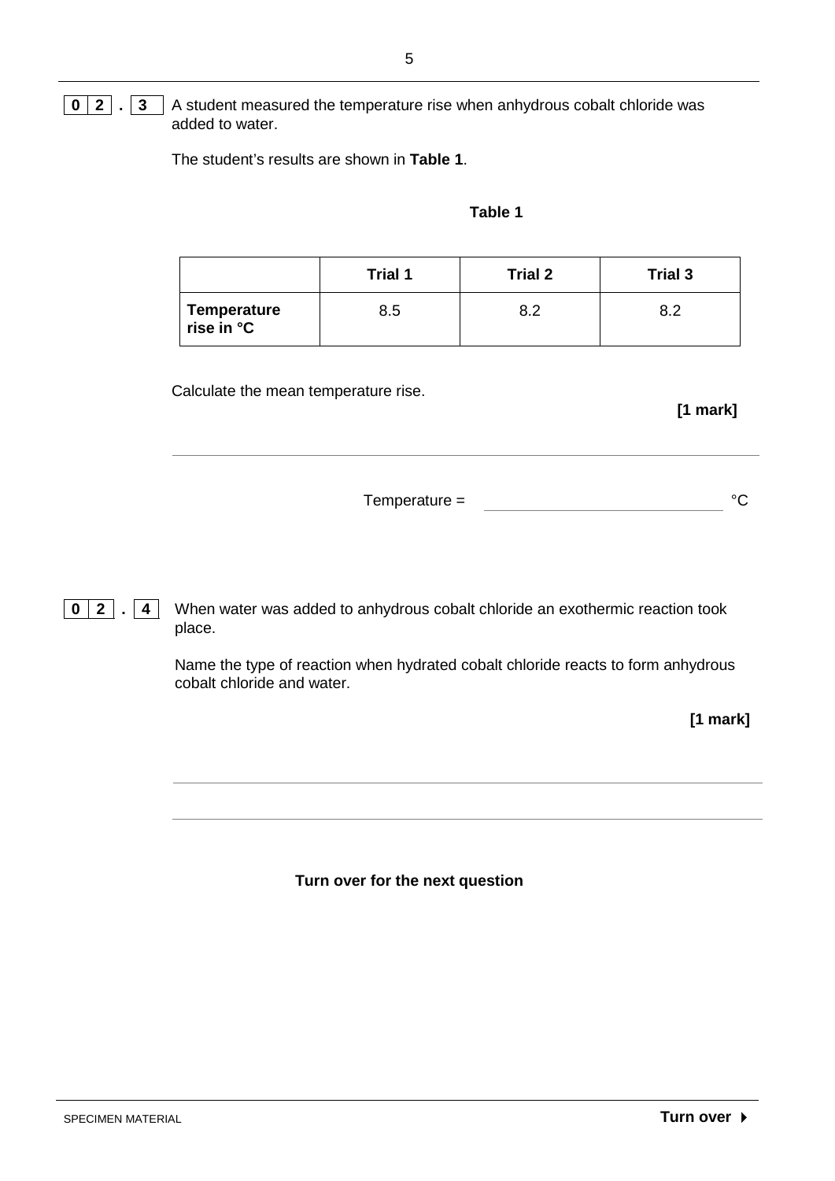**0 2 . 3** A student measured the temperature rise when anhydrous cobalt chloride was added to water.

The student's results are shown in **Table 1**.

**Table 1**

| | **Trial 1** | **Trial 2** | **Trial 3** |
|---|---|---|---|
| **Temperature rise in °C** | 8.5 | 8.2 | 8.2 |

Calculate the mean temperature rise.

**[1 mark]**

___________________________________________

Temperature = ____________________ °C

**0 2 . 4** When water was added to anhydrous cobalt chloride an exothermic reaction took place.

Name the type of reaction when hydrated cobalt chloride reacts to form anhydrous cobalt chloride and water.

**[1 mark]**

___________________________________________

___________________________________________

**Turn over for the next question**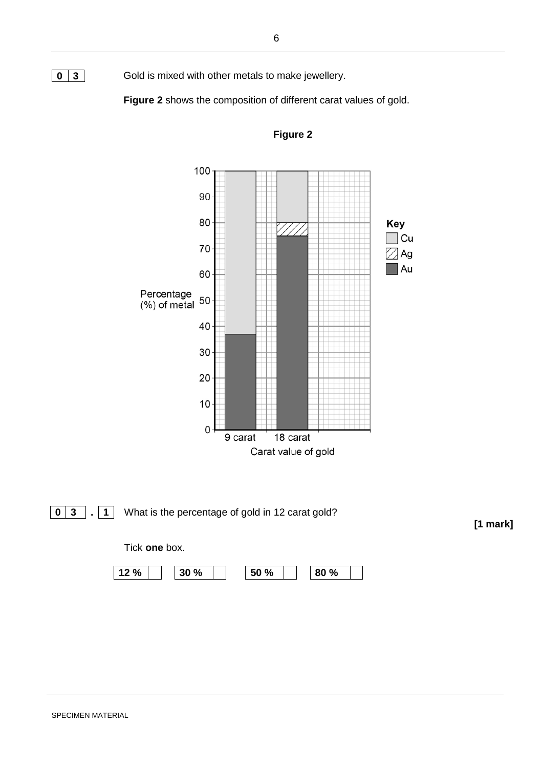**0 3** Gold is mixed with other metals to make jewellery.

**Figure 2** shows the composition of different carat values of gold.

**Figure 2**

Percentage (%) of metal

Carat value of gold

9 carat | 18 carat

**Key**
- Cu
- Ag
- Au

**0 3 . 1** What is the percentage of gold in 12 carat gold?

**[1 mark]**

Tick **one** box.

| **12 %** | | **30 %** | | **50 %** | | **80 %** | |
|---|---|---|---|---|---|---|---|

SPECIMEN MATERIAL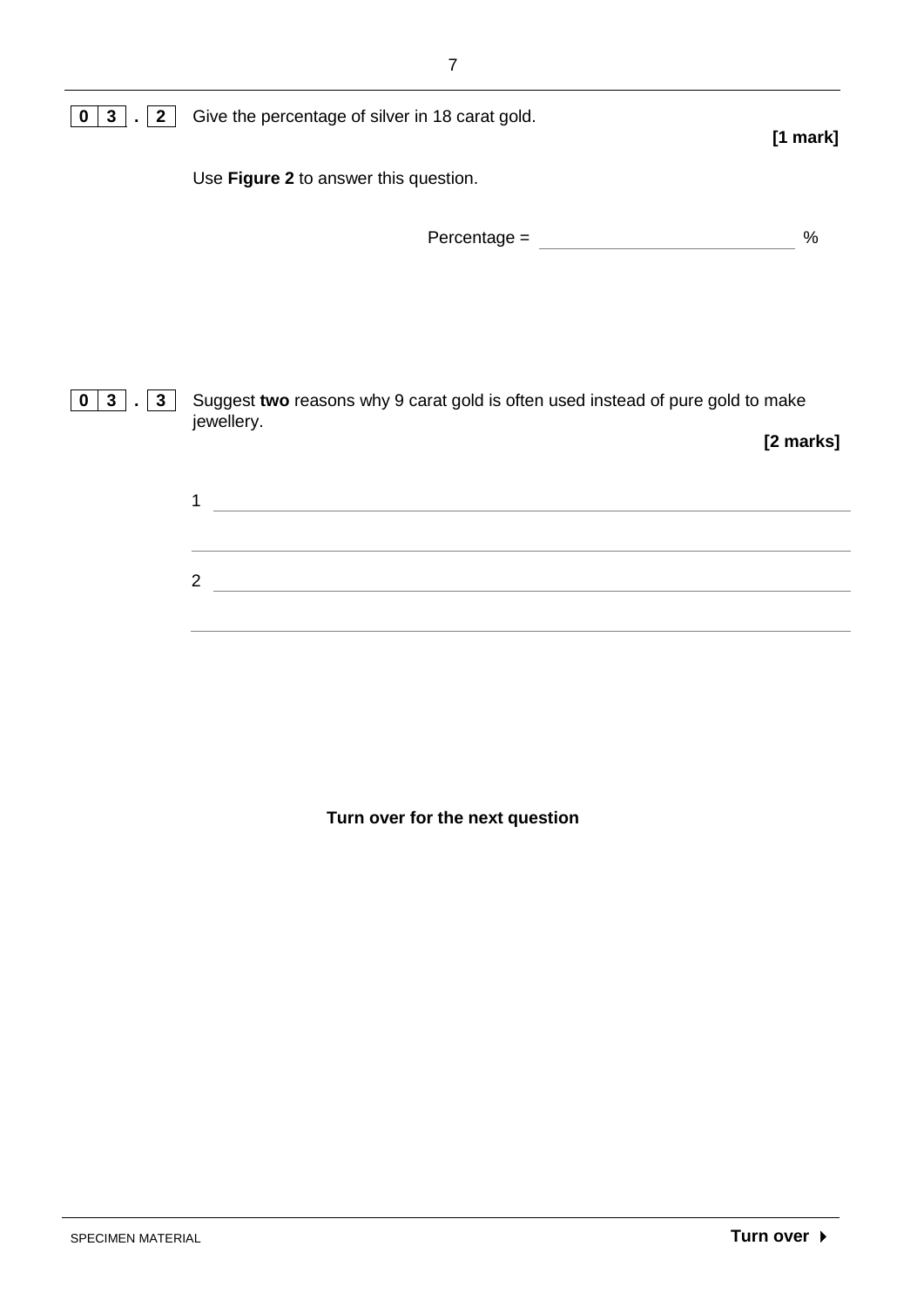**0 3 . 2** Give the percentage of silver in 18 carat gold.

**[1 mark]**

Use **Figure 2** to answer this question.

Percentage = ____________________ %

**0 3 . 3** Suggest **two** reasons why 9 carat gold is often used instead of pure gold to make jewellery.

**[2 marks]**

1 ______________________________________________________________

______________________________________________________________

2 ______________________________________________________________

______________________________________________________________

**Turn over for the next question**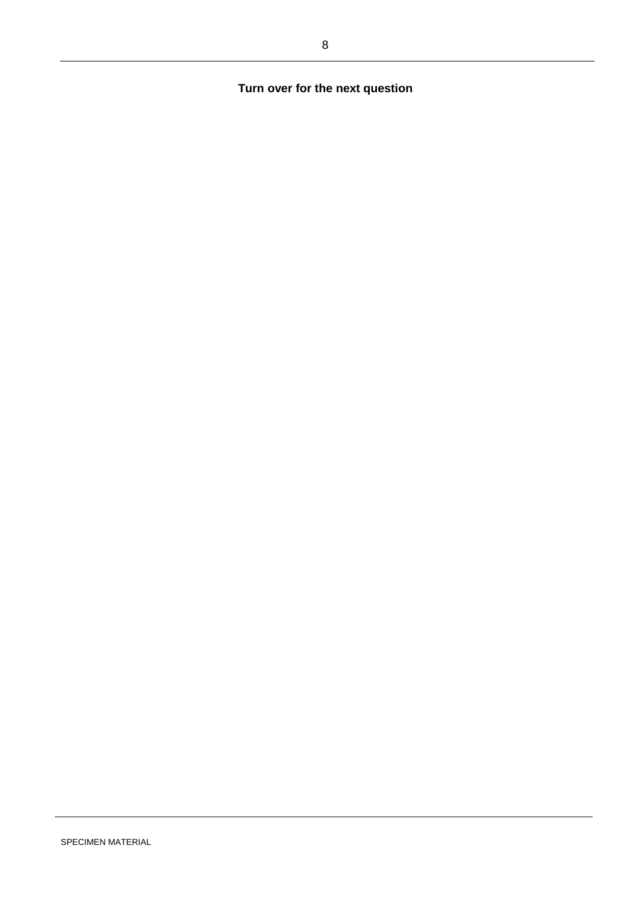**Turn over for the next question**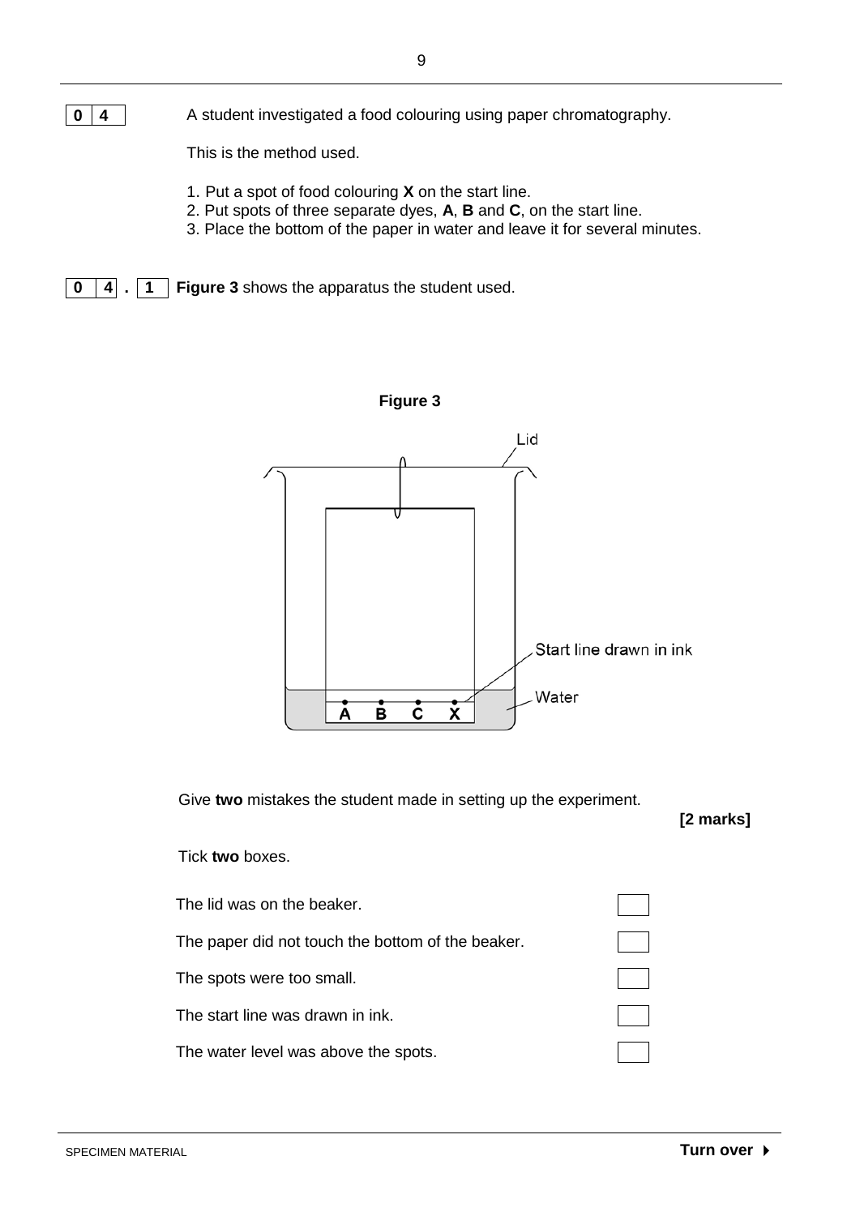**0 4** A student investigated a food colouring using paper chromatography.

This is the method used.

1. Put a spot of food colouring **X** on the start line.
2. Put spots of three separate dyes, **A**, **B** and **C**, on the start line.
3. Place the bottom of the paper in water and leave it for several minutes.

**0 4 . 1** **Figure 3** shows the apparatus the student used.

**Figure 3**

Lid

Start line drawn in ink

Water

A B C X

Give **two** mistakes the student made in setting up the experiment.

**[2 marks]**

Tick **two** boxes.

| | |
|---|---|
| The lid was on the beaker. | ☐ |
| The paper did not touch the bottom of the beaker. | ☐ |
| The spots were too small. | ☐ |
| The start line was drawn in ink. | ☐ |
| The water level was above the spots. | ☐ |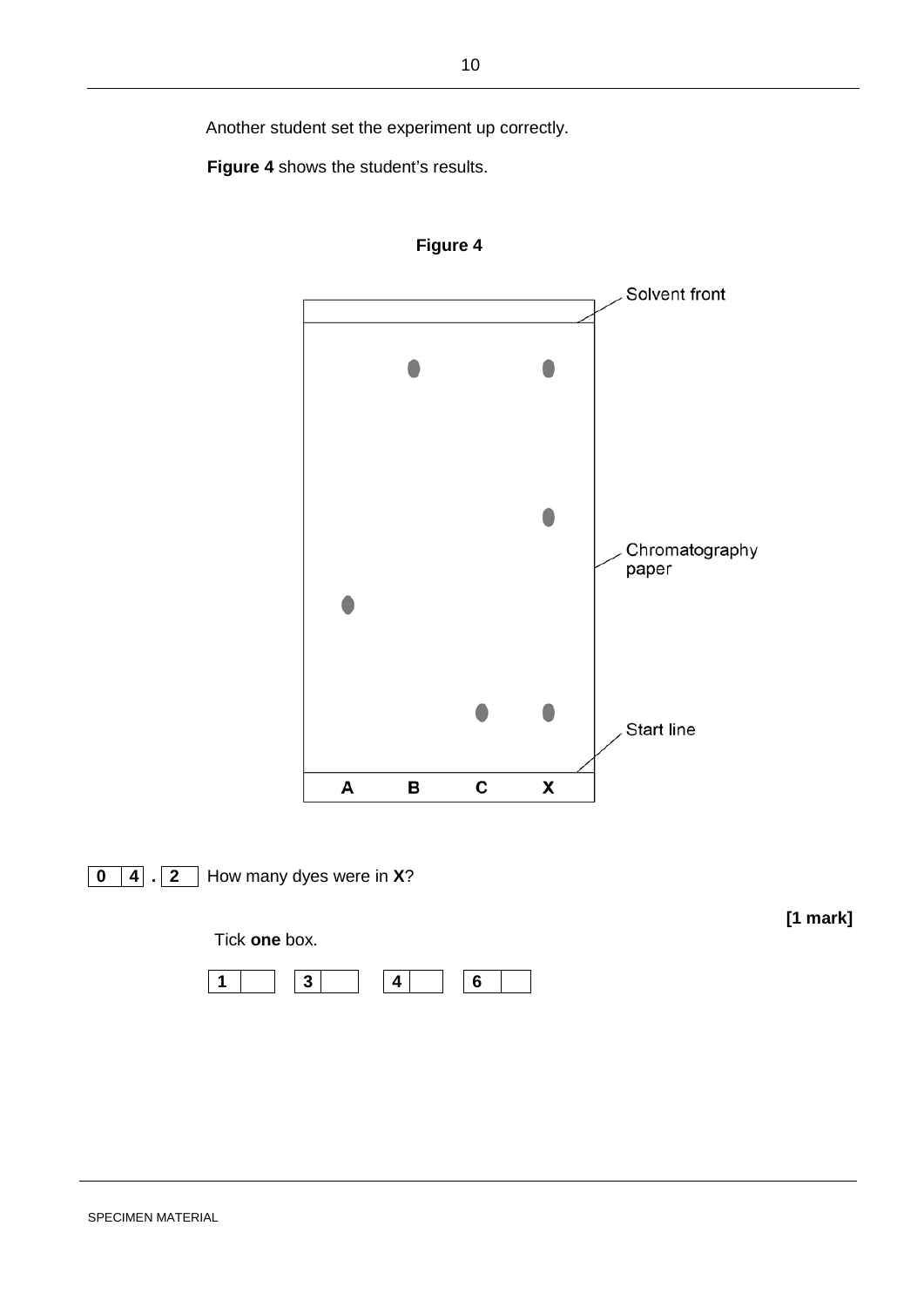Another student set the experiment up correctly.

**Figure 4** shows the student's results.

**Figure 4**

Solvent front

Chromatography paper

Start line

A B C X

**0 4 . 2** How many dyes were in **X**?

**[1 mark]**

Tick **one** box.

| 1 | | 3 | | 4 | | 6 | |
|---|---|---|---|---|---|---|---|

SPECIMEN MATERIAL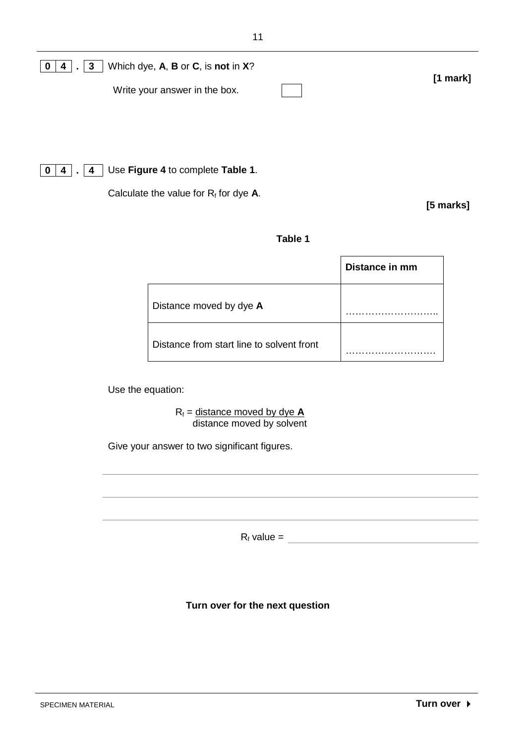**0 4 . 3** Which dye, **A**, **B** or **C**, is **not** in **X**?

**[1 mark]**

Write your answer in the box. [ ]

**0 4 . 4** Use **Figure 4** to complete **Table 1**.

Calculate the value for $R_f$ for dye **A**.

**[5 marks]**

**Table 1**

| | **Distance in mm** |
|---|---|
| Distance moved by dye **A** | ……………………….. |
| Distance from start line to solvent front | ………………………. |

Use the equation:

$$R_f = \frac{\text{distance moved by dye } \mathbf{A}}{\text{distance moved by solvent}}$$

Give your answer to two significant figures.

___________________________________________

___________________________________________

___________________________________________

$R_f$ value = ____________________

**Turn over for the next question**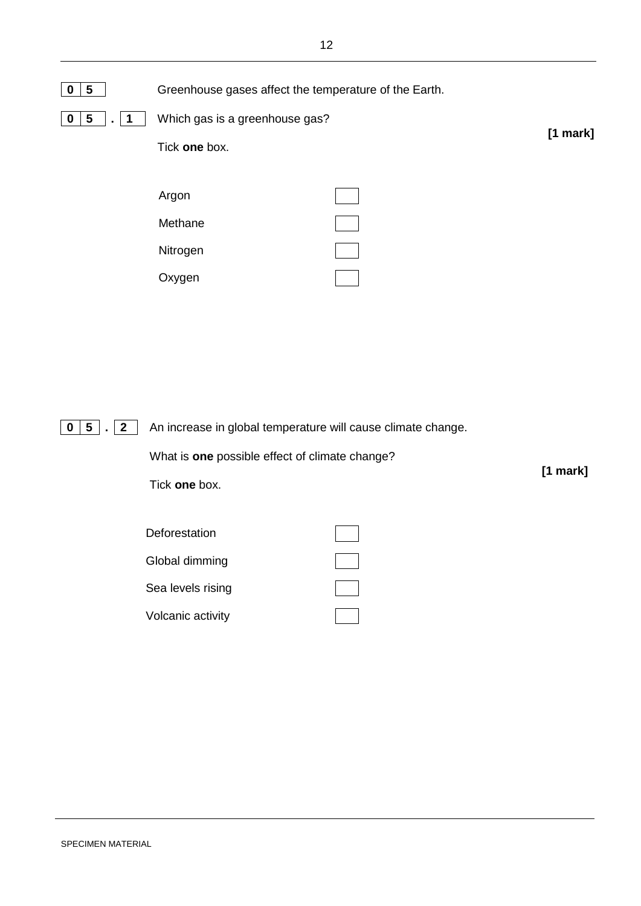**0 5** Greenhouse gases affect the temperature of the Earth.

**0 5 . 1** Which gas is a greenhouse gas?

**[1 mark]**

Tick **one** box.

- Argon ☐
- Methane ☐
- Nitrogen ☐
- Oxygen ☐

**0 5 . 2** An increase in global temperature will cause climate change.

What is **one** possible effect of climate change?

**[1 mark]**

Tick **one** box.

- Deforestation ☐
- Global dimming ☐
- Sea levels rising ☐
- Volcanic activity ☐

SPECIMEN MATERIAL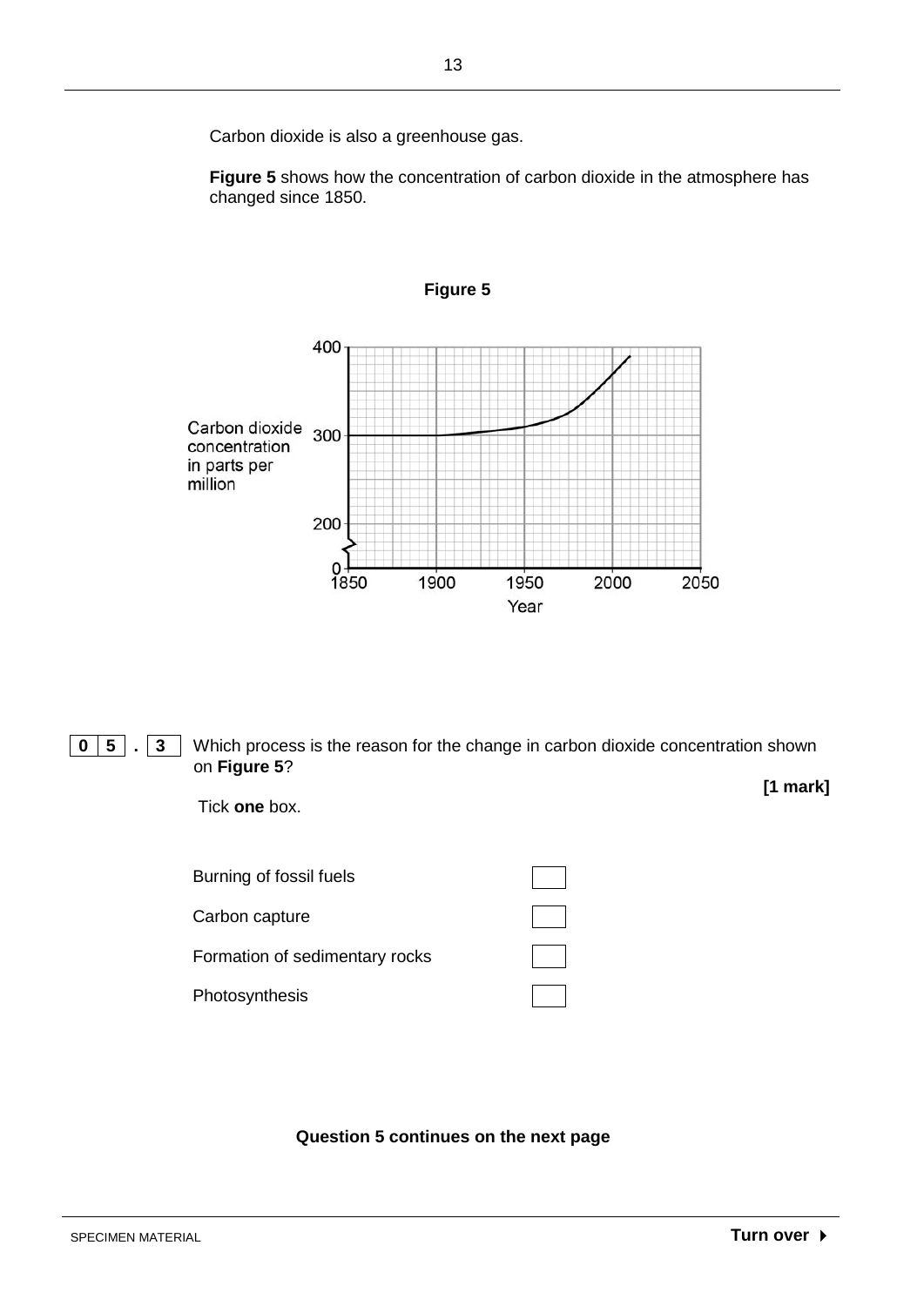Carbon dioxide is also a greenhouse gas.

**Figure 5** shows how the concentration of carbon dioxide in the atmosphere has changed since 1850.

**Figure 5**

**0 5 . 3** Which process is the reason for the change in carbon dioxide concentration shown on **Figure 5**?

**[1 mark]**

Tick **one** box.

- Burning of fossil fuels ☐
- Carbon capture ☐
- Formation of sedimentary rocks ☐
- Photosynthesis ☐

**Question 5 continues on the next page**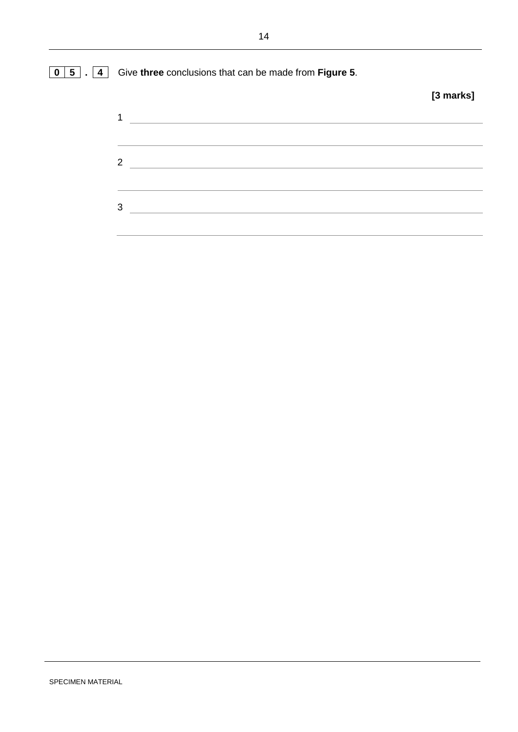**0 5 . 4** Give **three** conclusions that can be made from **Figure 5**.

**[3 marks]**

1 \_\_\_\_\_\_\_\_\_\_\_\_\_\_\_\_\_\_\_\_\_\_\_\_\_\_\_\_\_\_\_\_\_\_\_\_\_\_\_\_\_\_\_\_\_\_\_\_\_\_\_\_\_\_\_\_\_\_\_\_\_\_\_\_\_\_\_\_\_\_\_\_\_\_\_\_

\_\_\_\_\_\_\_\_\_\_\_\_\_\_\_\_\_\_\_\_\_\_\_\_\_\_\_\_\_\_\_\_\_\_\_\_\_\_\_\_\_\_\_\_\_\_\_\_\_\_\_\_\_\_\_\_\_\_\_\_\_\_\_\_\_\_\_\_\_\_\_\_\_\_\_\_\_\_

2 \_\_\_\_\_\_\_\_\_\_\_\_\_\_\_\_\_\_\_\_\_\_\_\_\_\_\_\_\_\_\_\_\_\_\_\_\_\_\_\_\_\_\_\_\_\_\_\_\_\_\_\_\_\_\_\_\_\_\_\_\_\_\_\_\_\_\_\_\_\_\_\_\_\_\_\_

\_\_\_\_\_\_\_\_\_\_\_\_\_\_\_\_\_\_\_\_\_\_\_\_\_\_\_\_\_\_\_\_\_\_\_\_\_\_\_\_\_\_\_\_\_\_\_\_\_\_\_\_\_\_\_\_\_\_\_\_\_\_\_\_\_\_\_\_\_\_\_\_\_\_\_\_\_\_

3 \_\_\_\_\_\_\_\_\_\_\_\_\_\_\_\_\_\_\_\_\_\_\_\_\_\_\_\_\_\_\_\_\_\_\_\_\_\_\_\_\_\_\_\_\_\_\_\_\_\_\_\_\_\_\_\_\_\_\_\_\_\_\_\_\_\_\_\_\_\_\_\_\_\_\_\_

\_\_\_\_\_\_\_\_\_\_\_\_\_\_\_\_\_\_\_\_\_\_\_\_\_\_\_\_\_\_\_\_\_\_\_\_\_\_\_\_\_\_\_\_\_\_\_\_\_\_\_\_\_\_\_\_\_\_\_\_\_\_\_\_\_\_\_\_\_\_\_\_\_\_\_\_\_\_

SPECIMEN MATERIAL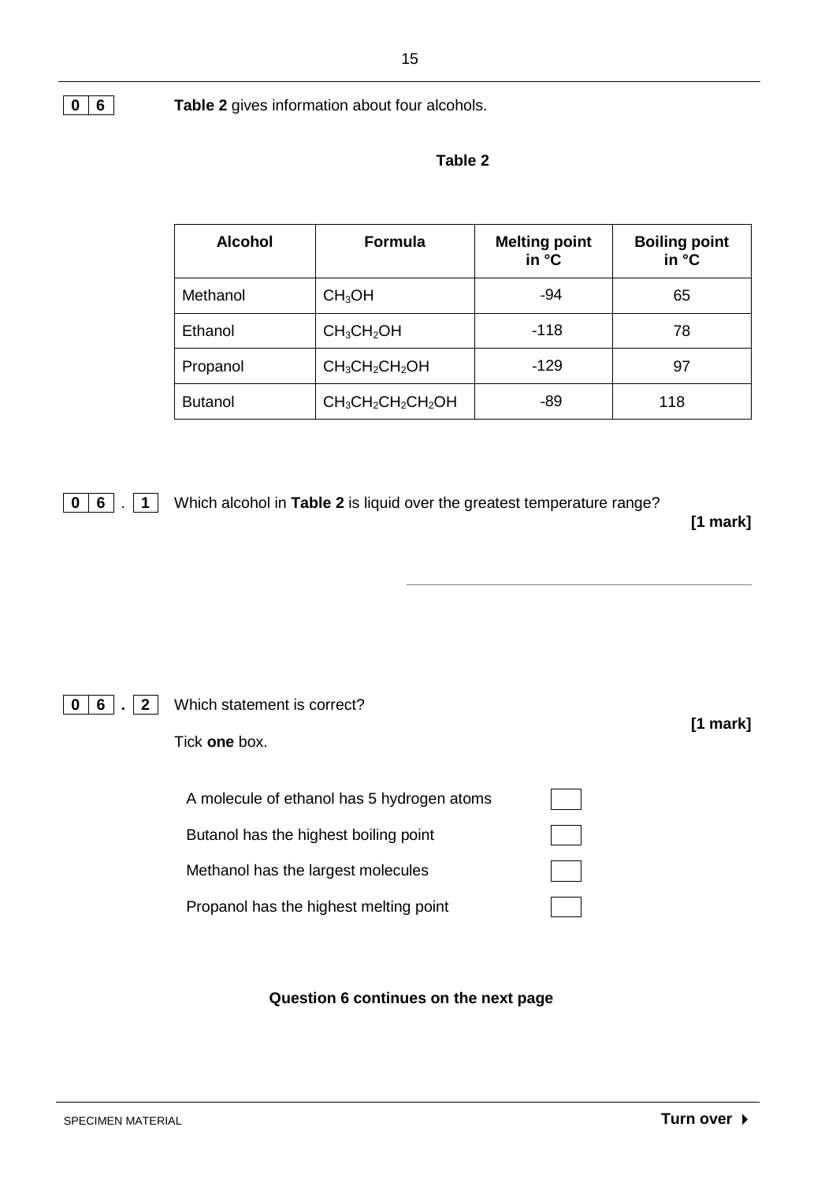**0 6** **Table 2** gives information about four alcohols.

**Table 2**

| Alcohol | Formula | Melting point in °C | Boiling point in °C |
|---|---|---|---|
| Methanol | $CH_3OH$ | -94 | 65 |
| Ethanol | $CH_3CH_2OH$ | -118 | 78 |
| Propanol | $CH_3CH_2CH_2OH$ | -129 | 97 |
| Butanol | $CH_3CH_2CH_2CH_2OH$ | -89 | 118 |

**0 6 . 1** Which alcohol in **Table 2** is liquid over the greatest temperature range?

**[1 mark]**

______________________________

**0 6 . 2** Which statement is correct?

**[1 mark]**

Tick **one** box.

- A molecule of ethanol has 5 hydrogen atoms ☐
- Butanol has the highest boiling point ☐
- Methanol has the largest molecules ☐
- Propanol has the highest melting point ☐

**Question 6 continues on the next page**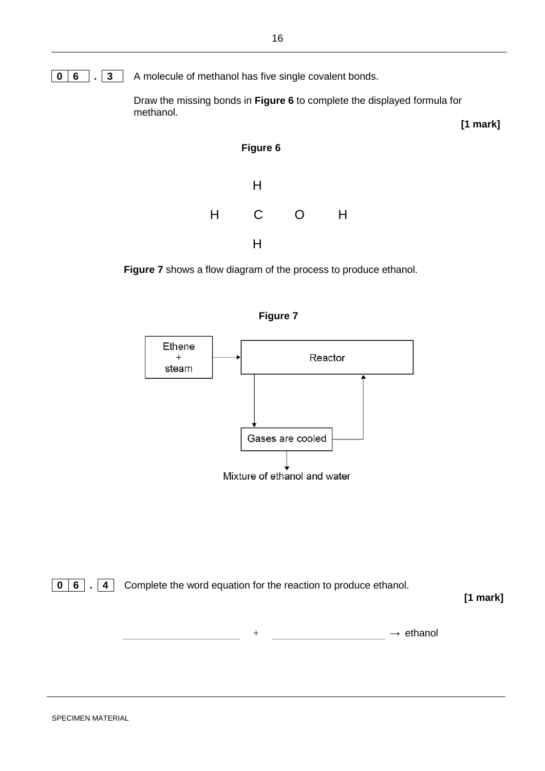**0 6 . 3** A molecule of methanol has five single covalent bonds.

Draw the missing bonds in **Figure 6** to complete the displayed formula for methanol.

**[1 mark]**

**Figure 6**

```
      H

H     C     O     H

      H
```

**Figure 7** shows a flow diagram of the process to produce ethanol.

**Figure 7**

Ethene + steam → Reactor → Gases are cooled → Mixture of ethanol and water

(Gases are cooled → Reactor)

**0 6 . 4** Complete the word equation for the reaction to produce ethanol.

**[1 mark]**

____________________ + ____________________ → ethanol

SPECIMEN MATERIAL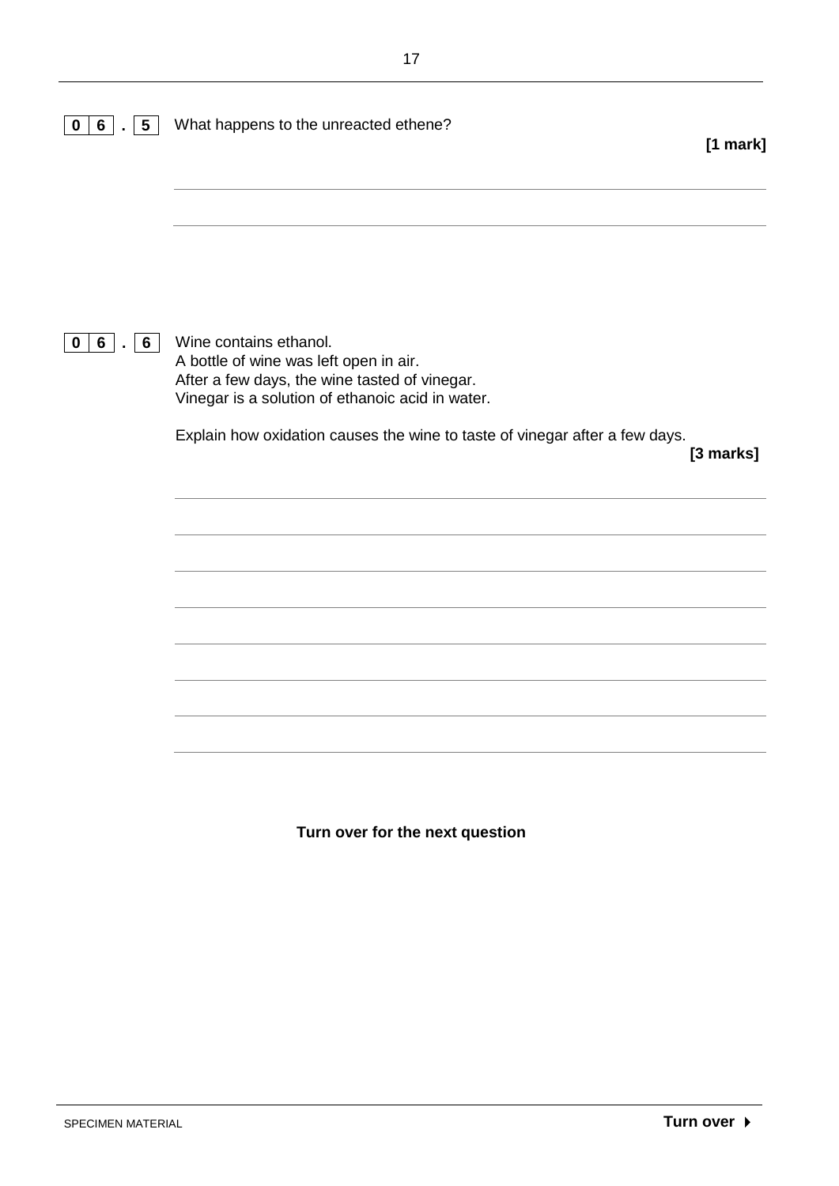**0 6 . 5** What happens to the unreacted ethene?

**[1 mark]**

**0 6 . 6** Wine contains ethanol.
A bottle of wine was left open in air.
After a few days, the wine tasted of vinegar.
Vinegar is a solution of ethanoic acid in water.

Explain how oxidation causes the wine to taste of vinegar after a few days.

**[3 marks]**

**Turn over for the next question**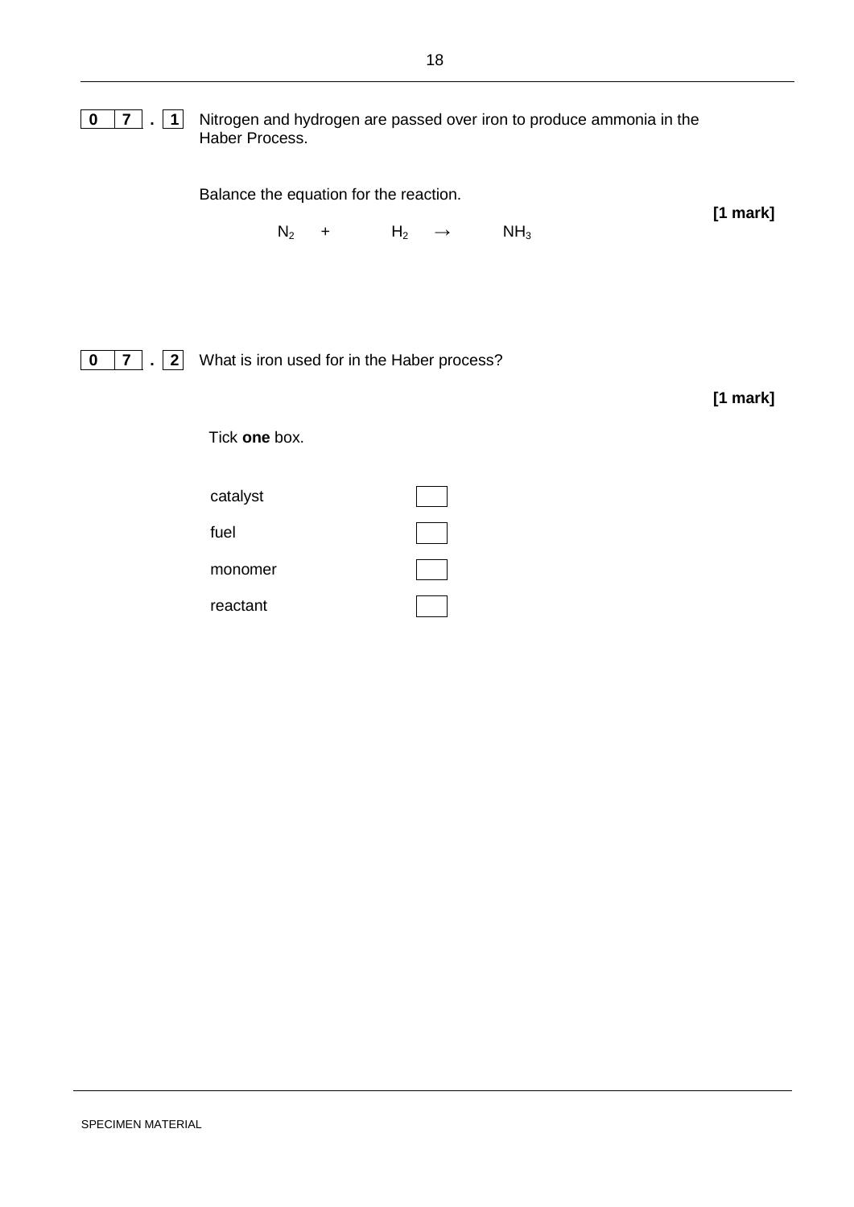**0 7 . 1** Nitrogen and hydrogen are passed over iron to produce ammonia in the Haber Process.

Balance the equation for the reaction.

**[1 mark]**

$$N_2 \quad + \quad \quad H_2 \quad \rightarrow \quad \quad NH_3$$

**0 7 . 2** What is iron used for in the Haber process?

**[1 mark]**

Tick **one** box.

- catalyst ☐
- fuel ☐
- monomer ☐
- reactant ☐

SPECIMEN MATERIAL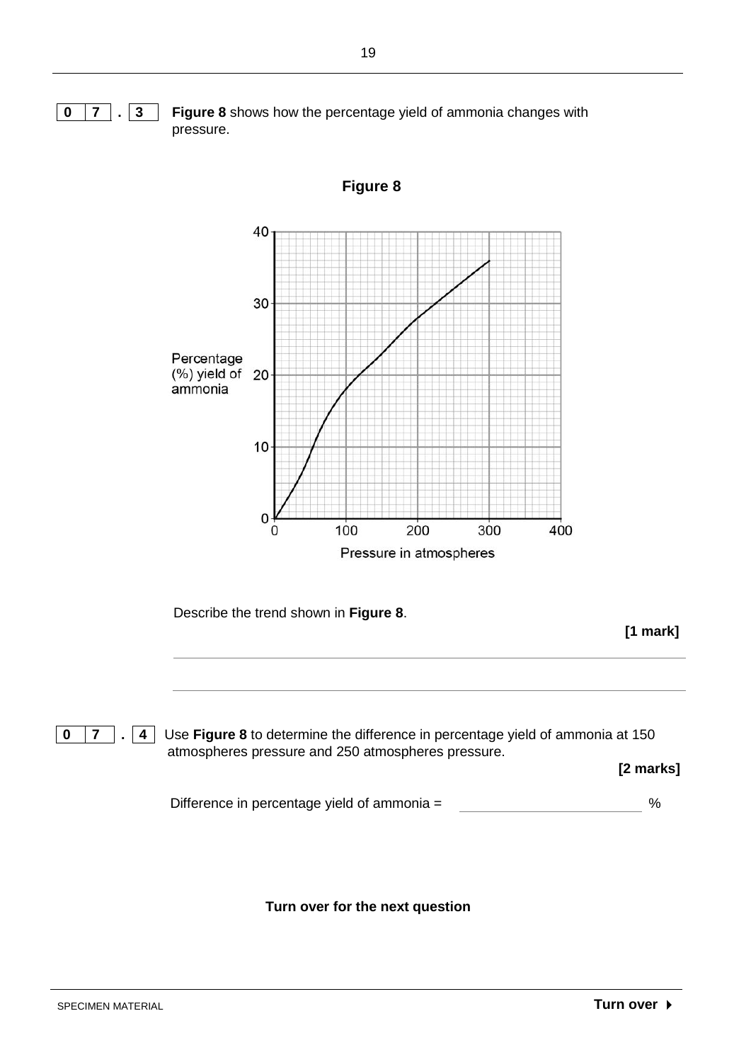**0 7 . 3** **Figure 8** shows how the percentage yield of ammonia changes with pressure.

**Figure 8**

Describe the trend shown in **Figure 8**.

**[1 mark]**

______________________________________________________________________

______________________________________________________________________

**0 7 . 4** Use **Figure 8** to determine the difference in percentage yield of ammonia at 150 atmospheres pressure and 250 atmospheres pressure.

**[2 marks]**

Difference in percentage yield of ammonia = ____________________ %

**Turn over for the next question**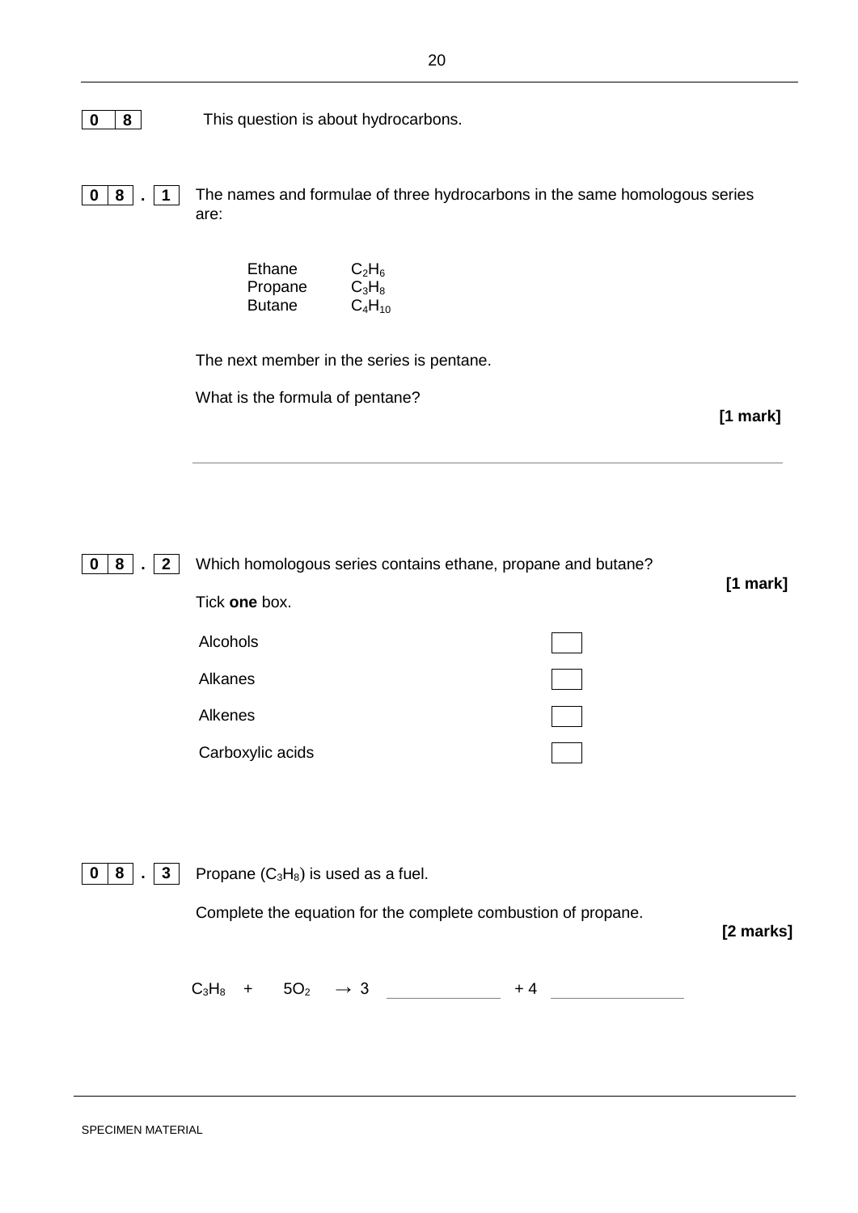**0 8** This question is about hydrocarbons.

**0 8 . 1** The names and formulae of three hydrocarbons in the same homologous series are:

| | |
|---|---|
| Ethane | $C_2H_6$ |
| Propane | $C_3H_8$ |
| Butane | $C_4H_{10}$ |

The next member in the series is pentane.

What is the formula of pentane?

**[1 mark]**

\_\_\_\_\_\_\_\_\_\_\_\_\_\_\_\_\_\_\_\_\_\_\_\_\_\_\_\_\_\_\_\_\_\_\_\_\_\_\_\_\_\_\_\_\_\_\_\_\_\_\_\_\_\_\_\_

**0 8 . 2** Which homologous series contains ethane, propane and butane?

**[1 mark]**

Tick **one** box.

| | |
|---|---|
| Alcohols | ☐ |
| Alkanes | ☐ |
| Alkenes | ☐ |
| Carboxylic acids | ☐ |

**0 8 . 3** Propane ($C_3H_8$) is used as a fuel.

Complete the equation for the complete combustion of propane.

**[2 marks]**

$C_3H_8$ + $5O_2$ → 3 \_\_\_\_\_\_\_\_\_\_\_\_ + 4 \_\_\_\_\_\_\_\_\_\_\_\_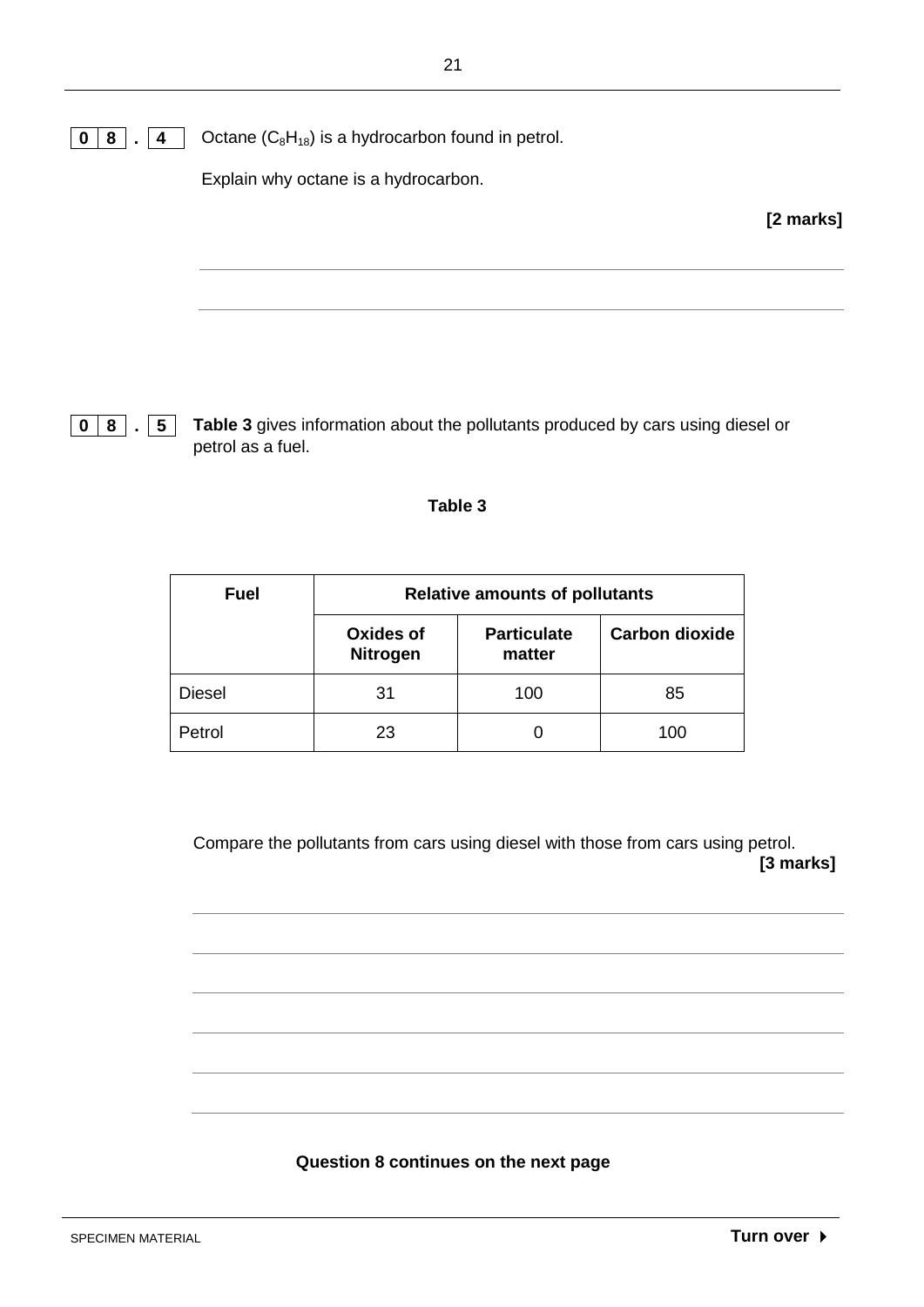**0 8 . 4** Octane ($C_8H_{18}$) is a hydrocarbon found in petrol.

Explain why octane is a hydrocarbon.

**[2 marks]**

**0 8 . 5** **Table 3** gives information about the pollutants produced by cars using diesel or petrol as a fuel.

**Table 3**

| Fuel | Relative amounts of pollutants | | |
|---|---|---|---|
| | **Oxides of Nitrogen** | **Particulate matter** | **Carbon dioxide** |
| Diesel | 31 | 100 | 85 |
| Petrol | 23 | 0 | 100 |

Compare the pollutants from cars using diesel with those from cars using petrol.

**[3 marks]**

**Question 8 continues on the next page**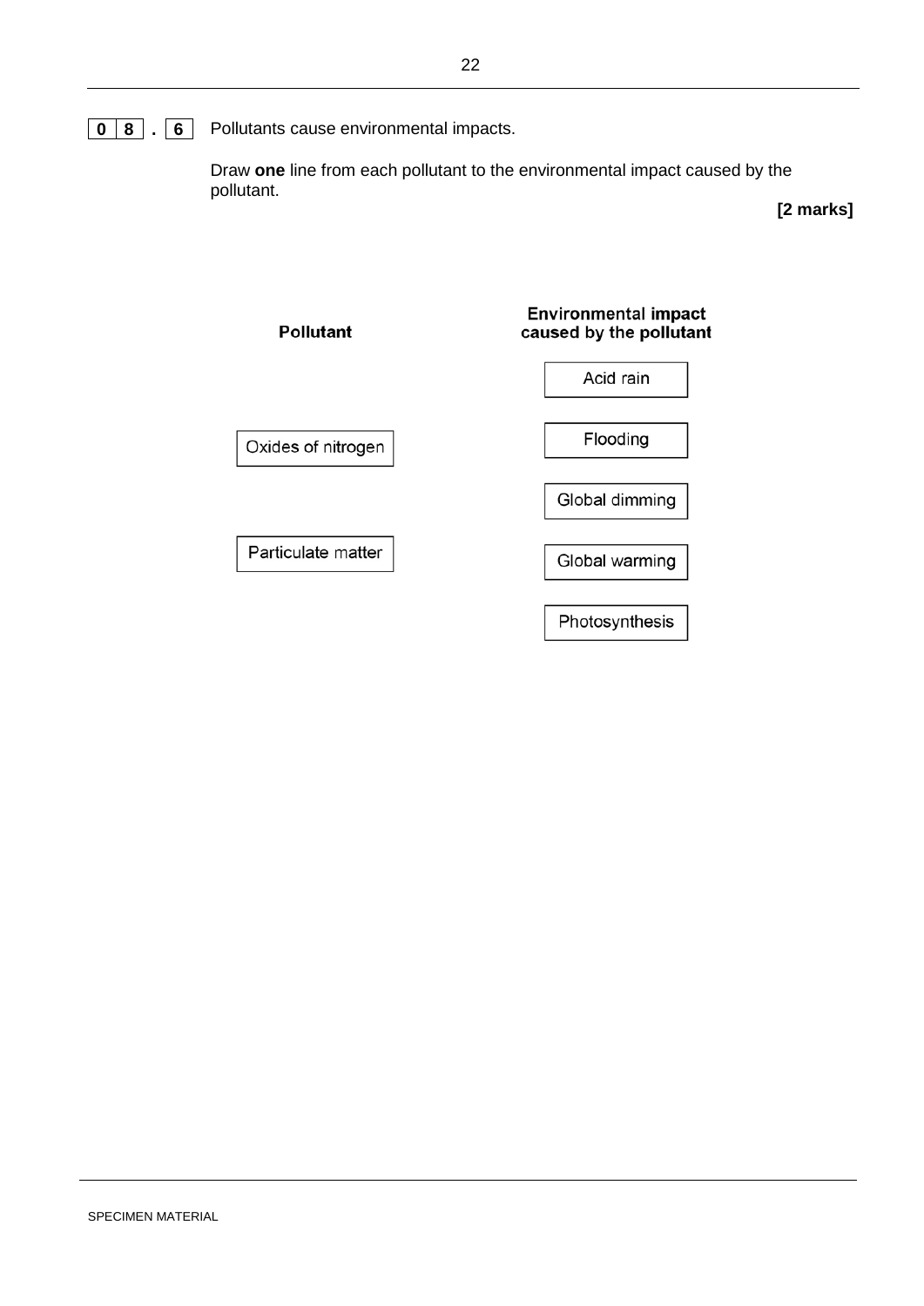**0 8 . 6** Pollutants cause environmental impacts.

Draw **one** line from each pollutant to the environmental impact caused by the pollutant.

**[2 marks]**

| Pollutant | Environmental impact caused by the pollutant |
|---|---|
| | Acid rain |
| Oxides of nitrogen | Flooding |
| | Global dimming |
| Particulate matter | Global warming |
| | Photosynthesis |

SPECIMEN MATERIAL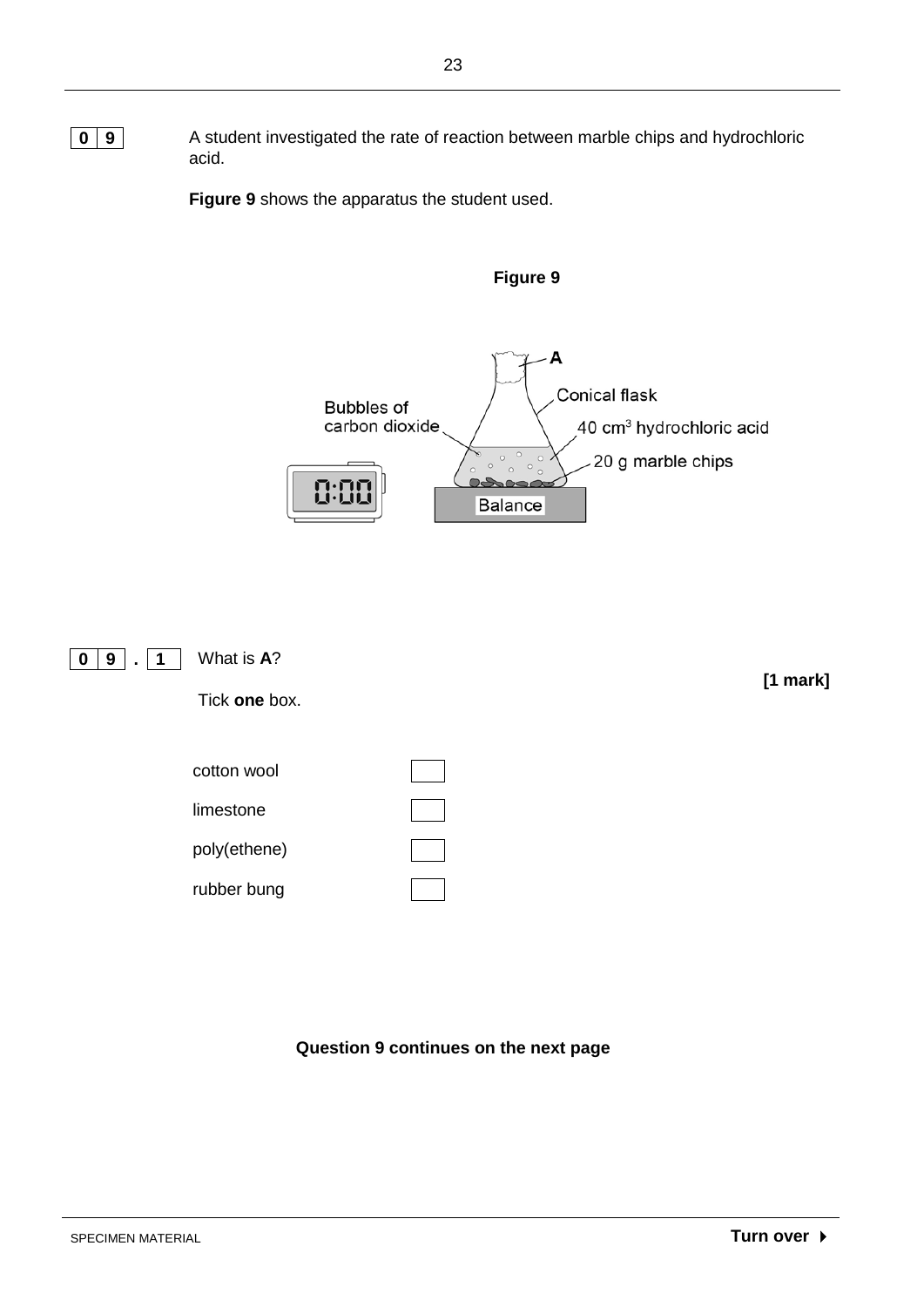**0 9** A student investigated the rate of reaction between marble chips and hydrochloric acid.

**Figure 9** shows the apparatus the student used.

**Figure 9**

A

Conical flask

Bubbles of carbon dioxide

40 $cm^3$ hydrochloric acid

20 g marble chips

0:00

Balance

**0 9 . 1** What is **A**?

**[1 mark]**

Tick **one** box.

- cotton wool ☐
- limestone ☐
- poly(ethene) ☐
- rubber bung ☐

**Question 9 continues on the next page**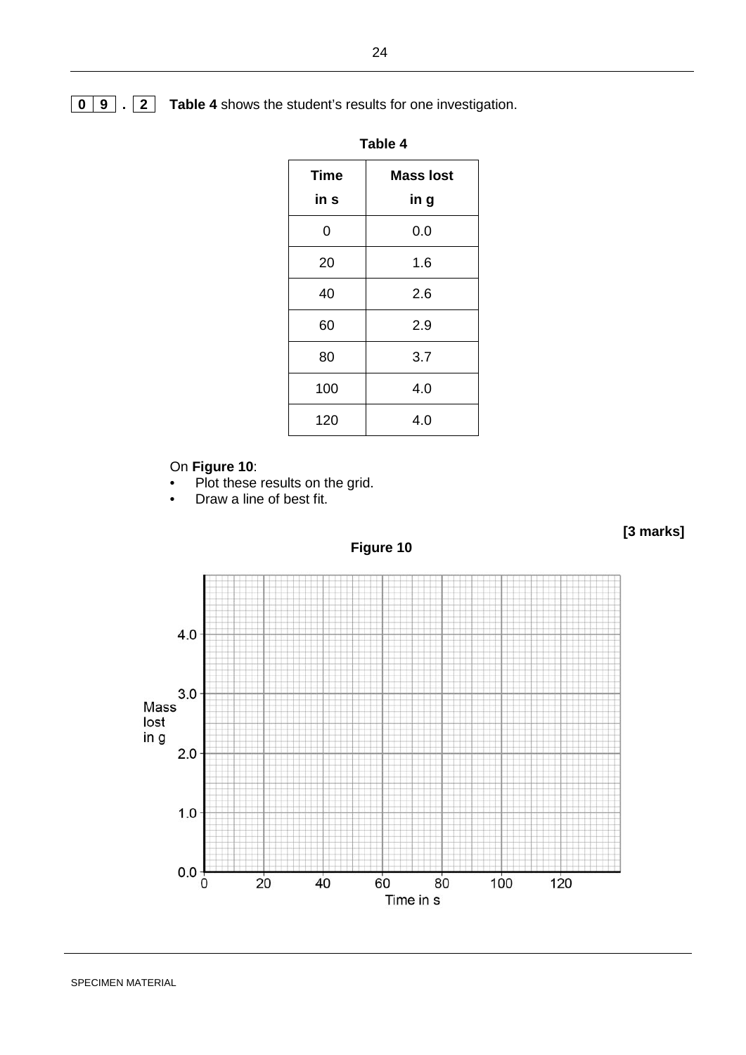**0 9 . 2** **Table 4** shows the student's results for one investigation.

**Table 4**

| Time in s | Mass lost in g |
|---|---|
| 0 | 0.0 |
| 20 | 1.6 |
| 40 | 2.6 |
| 60 | 2.9 |
| 80 | 3.7 |
| 100 | 4.0 |
| 120 | 4.0 |

On **Figure 10**:

- Plot these results on the grid.
- Draw a line of best fit.

**[3 marks]**

**Figure 10**

Mass lost in g

4.0

3.0

2.0

1.0

0.0

0 20 40 60 80 100 120

Time in s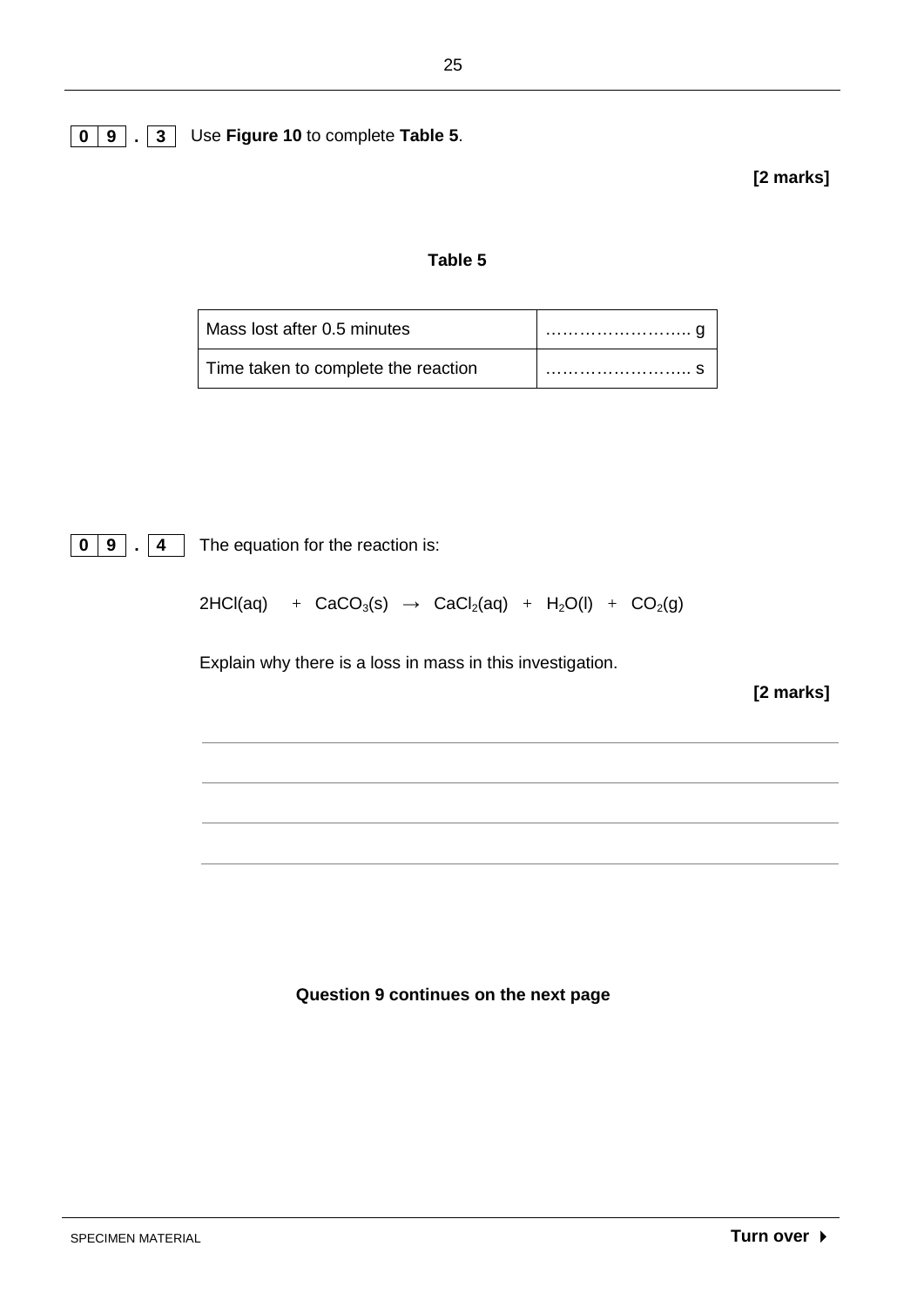**0 9 . 3** Use **Figure 10** to complete **Table 5**.

**[2 marks]**

**Table 5**

| | |
|---|---|
| Mass lost after 0.5 minutes | …………………….. g |
| Time taken to complete the reaction | …………………….. s |

**0 9 . 4** The equation for the reaction is:

$$2HCl(aq) + CaCO_3(s) \rightarrow CaCl_2(aq) + H_2O(l) + CO_2(g)$$

Explain why there is a loss in mass in this investigation.

**[2 marks]**

______________________________________________________________________

______________________________________________________________________

______________________________________________________________________

______________________________________________________________________

**Question 9 continues on the next page**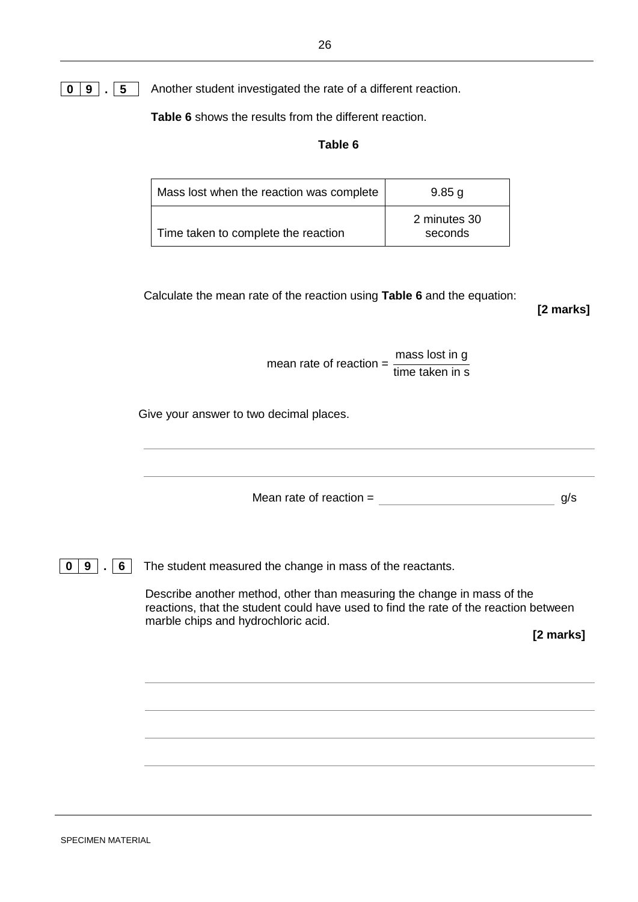**0 9 . 5** Another student investigated the rate of a different reaction.

**Table 6** shows the results from the different reaction.

**Table 6**

| | |
|---|---|
| Mass lost when the reaction was complete | 9.85 g |
| Time taken to complete the reaction | 2 minutes 30 seconds |

Calculate the mean rate of the reaction using **Table 6** and the equation:

**[2 marks]**

$$\text{mean rate of reaction} = \frac{\text{mass lost in g}}{\text{time taken in s}}$$

Give your answer to two decimal places.

Mean rate of reaction = ____________________ g/s

**0 9 . 6** The student measured the change in mass of the reactants.

Describe another method, other than measuring the change in mass of the reactions, that the student could have used to find the rate of the reaction between marble chips and hydrochloric acid.

**[2 marks]**

SPECIMEN MATERIAL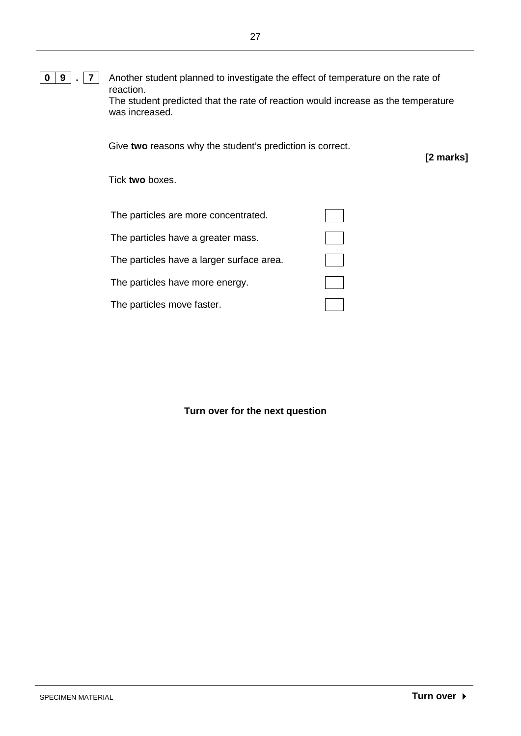**0 9 . 7** Another student planned to investigate the effect of temperature on the rate of reaction.
The student predicted that the rate of reaction would increase as the temperature was increased.

Give **two** reasons why the student's prediction is correct.

**[2 marks]**

Tick **two** boxes.

| | |
|---|---|
| The particles are more concentrated. | ☐ |
| The particles have a greater mass. | ☐ |
| The particles have a larger surface area. | ☐ |
| The particles have more energy. | ☐ |
| The particles move faster. | ☐ |

**Turn over for the next question**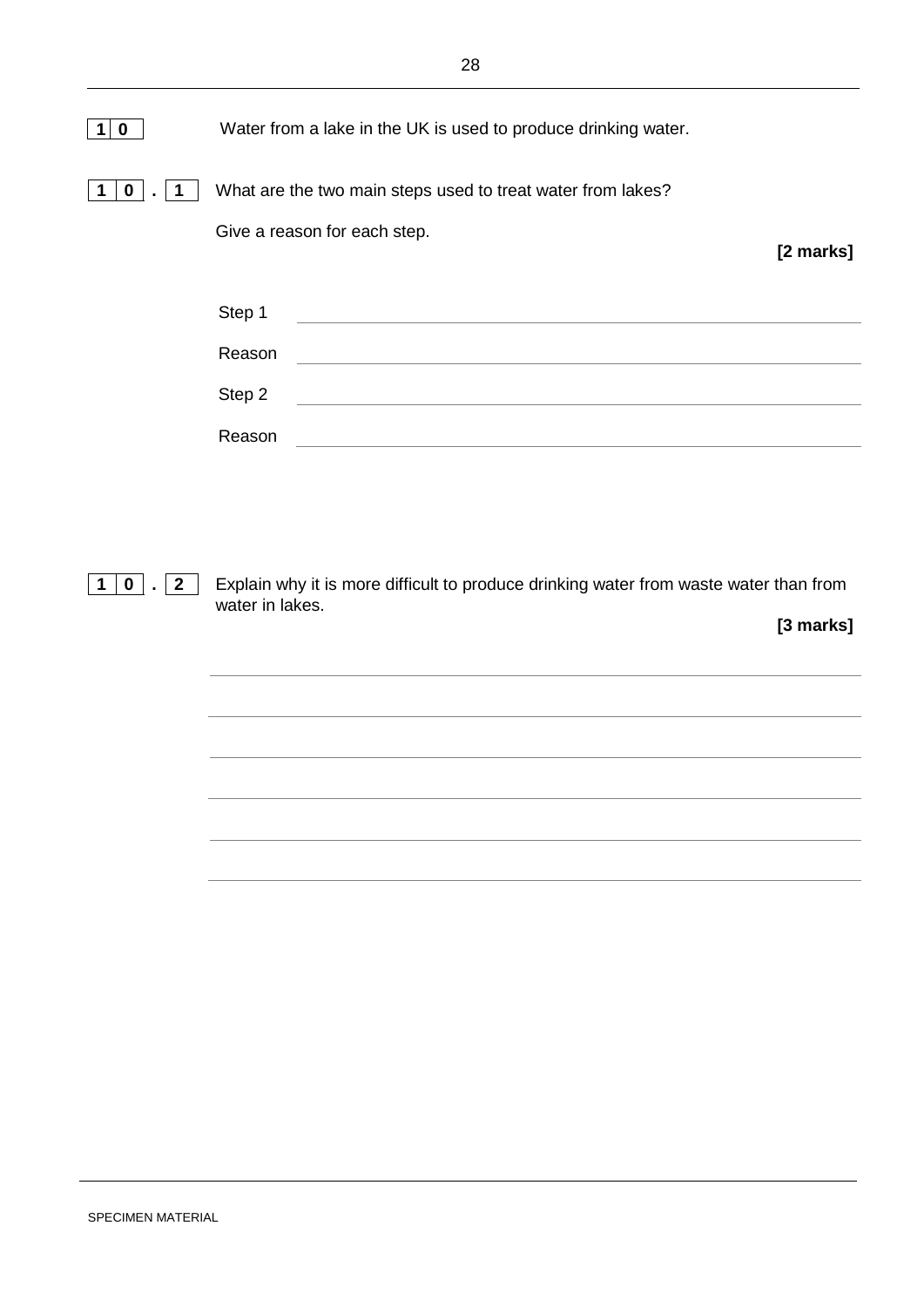**1 0** Water from a lake in the UK is used to produce drinking water.

**1 0 . 1** What are the two main steps used to treat water from lakes?

Give a reason for each step.

**[2 marks]**

Step 1 ____________________________________________

Reason ____________________________________________

Step 2 ____________________________________________

Reason ____________________________________________

**1 0 . 2** Explain why it is more difficult to produce drinking water from waste water than from water in lakes.

**[3 marks]**

____________________________________________

____________________________________________

____________________________________________

____________________________________________

____________________________________________

SPECIMEN MATERIAL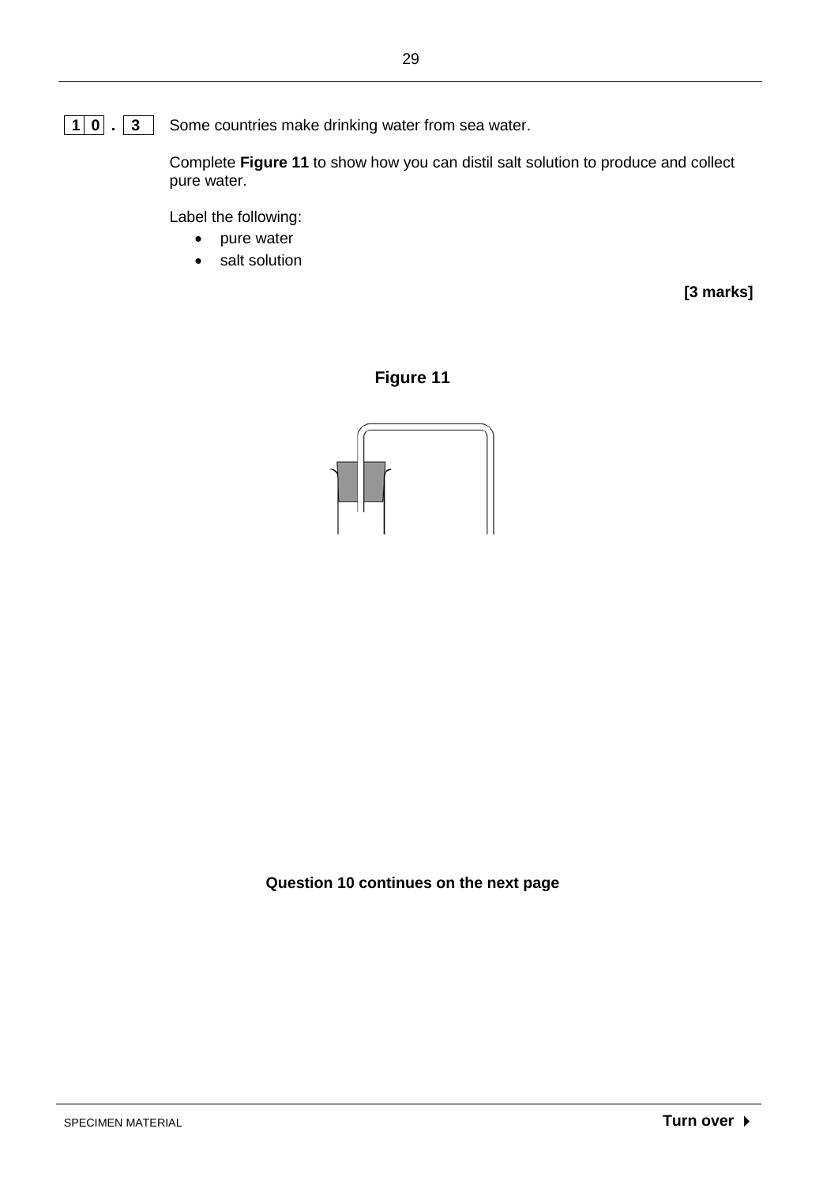**10 . 3** Some countries make drinking water from sea water.

Complete **Figure 11** to show how you can distil salt solution to produce and collect pure water.

Label the following:

- pure water
- salt solution

**[3 marks]**

**Figure 11**

**Question 10 continues on the next page**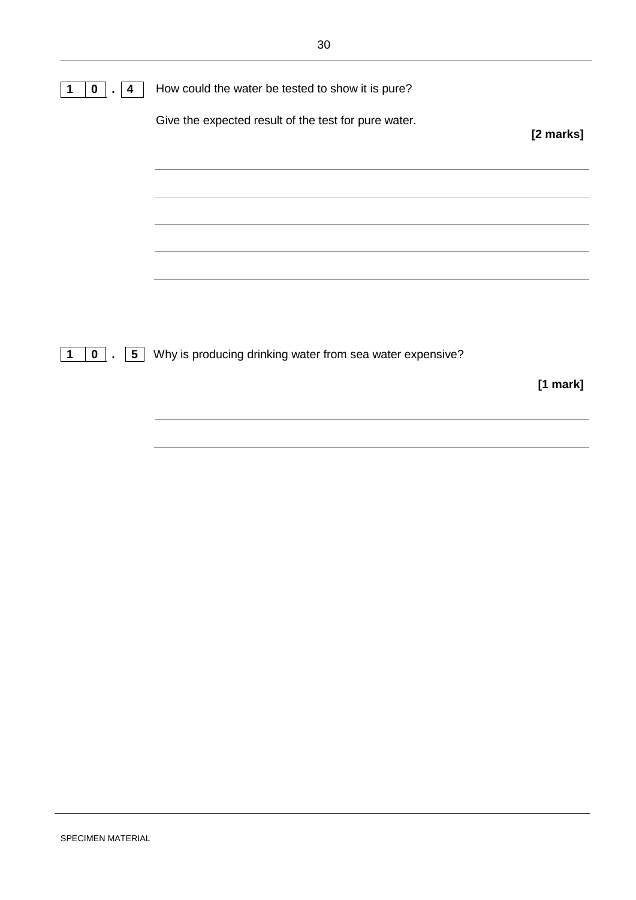**10.4** How could the water be tested to show it is pure?

Give the expected result of the test for pure water.

**[2 marks]**

**10.5** Why is producing drinking water from sea water expensive?

**[1 mark]**

SPECIMEN MATERIAL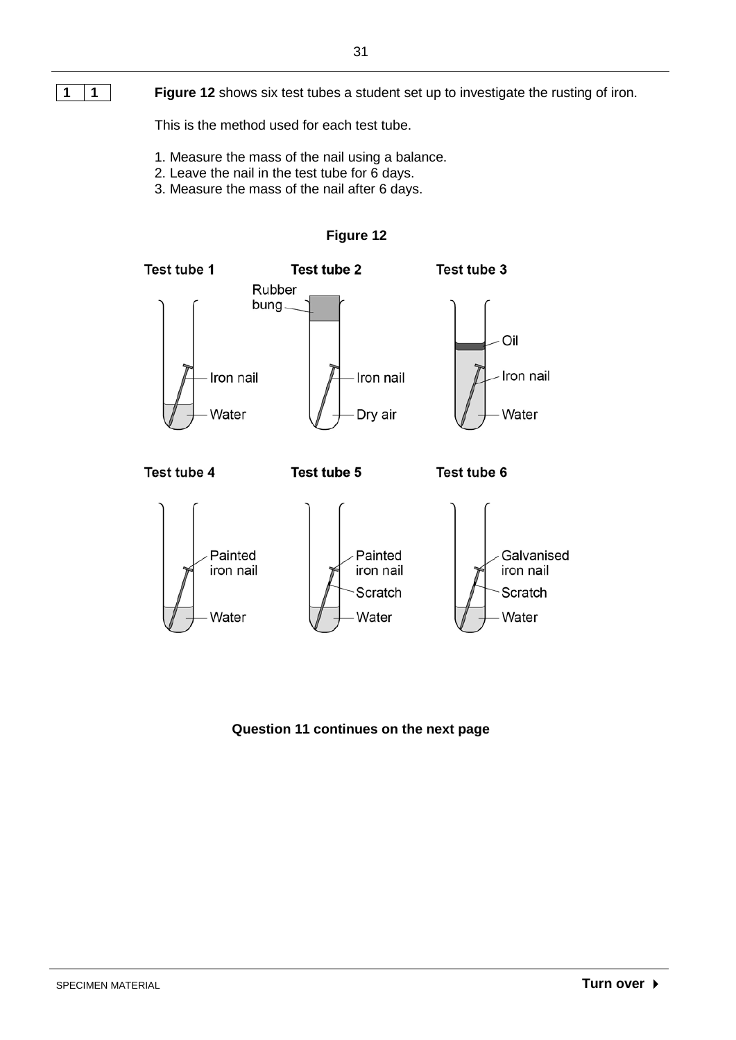**1 1** **Figure 12** shows six test tubes a student set up to investigate the rusting of iron.

This is the method used for each test tube.

1. Measure the mass of the nail using a balance.
2. Leave the nail in the test tube for 6 days.
3. Measure the mass of the nail after 6 days.

**Figure 12**

**Test tube 1**: Iron nail, Water

**Test tube 2**: Rubber bung, Iron nail, Dry air

**Test tube 3**: Oil, Iron nail, Water

**Test tube 4**: Painted iron nail, Water

**Test tube 5**: Painted iron nail, Scratch, Water

**Test tube 6**: Galvanised iron nail, Scratch, Water

**Question 11 continues on the next page**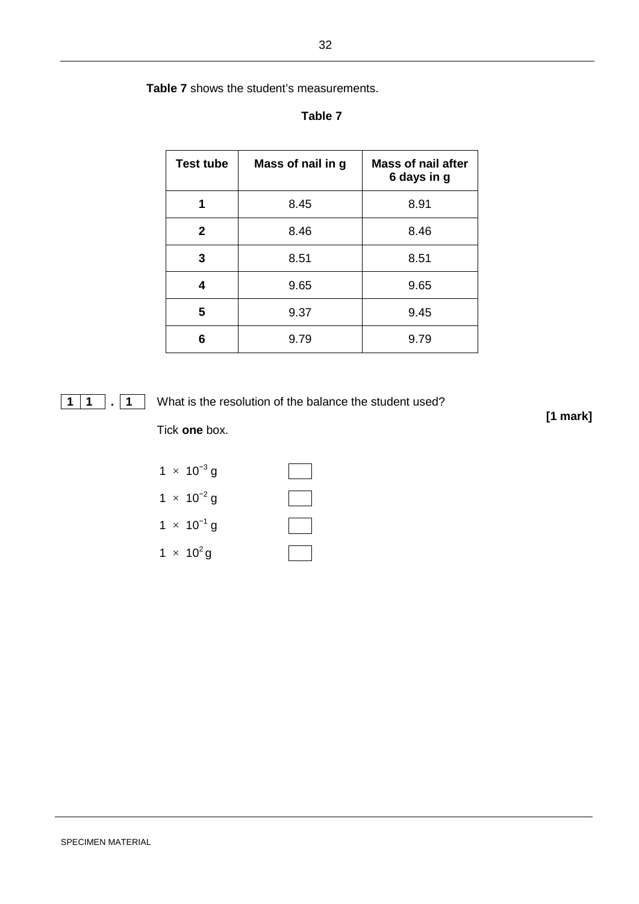**Table 7** shows the student's measurements.

**Table 7**

| Test tube | Mass of nail in g | Mass of nail after 6 days in g |
| --- | --- | --- |
| **1** | 8.45 | 8.91 |
| **2** | 8.46 | 8.46 |
| **3** | 8.51 | 8.51 |
| **4** | 9.65 | 9.65 |
| **5** | 9.37 | 9.45 |
| **6** | 9.79 | 9.79 |

**11 . 1** What is the resolution of the balance the student used?

**[1 mark]**

Tick **one** box.

- $1 \times 10^{-3}$ g ☐
- $1 \times 10^{-2}$ g ☐
- $1 \times 10^{-1}$ g ☐
- $1 \times 10^{2}$ g ☐

SPECIMEN MATERIAL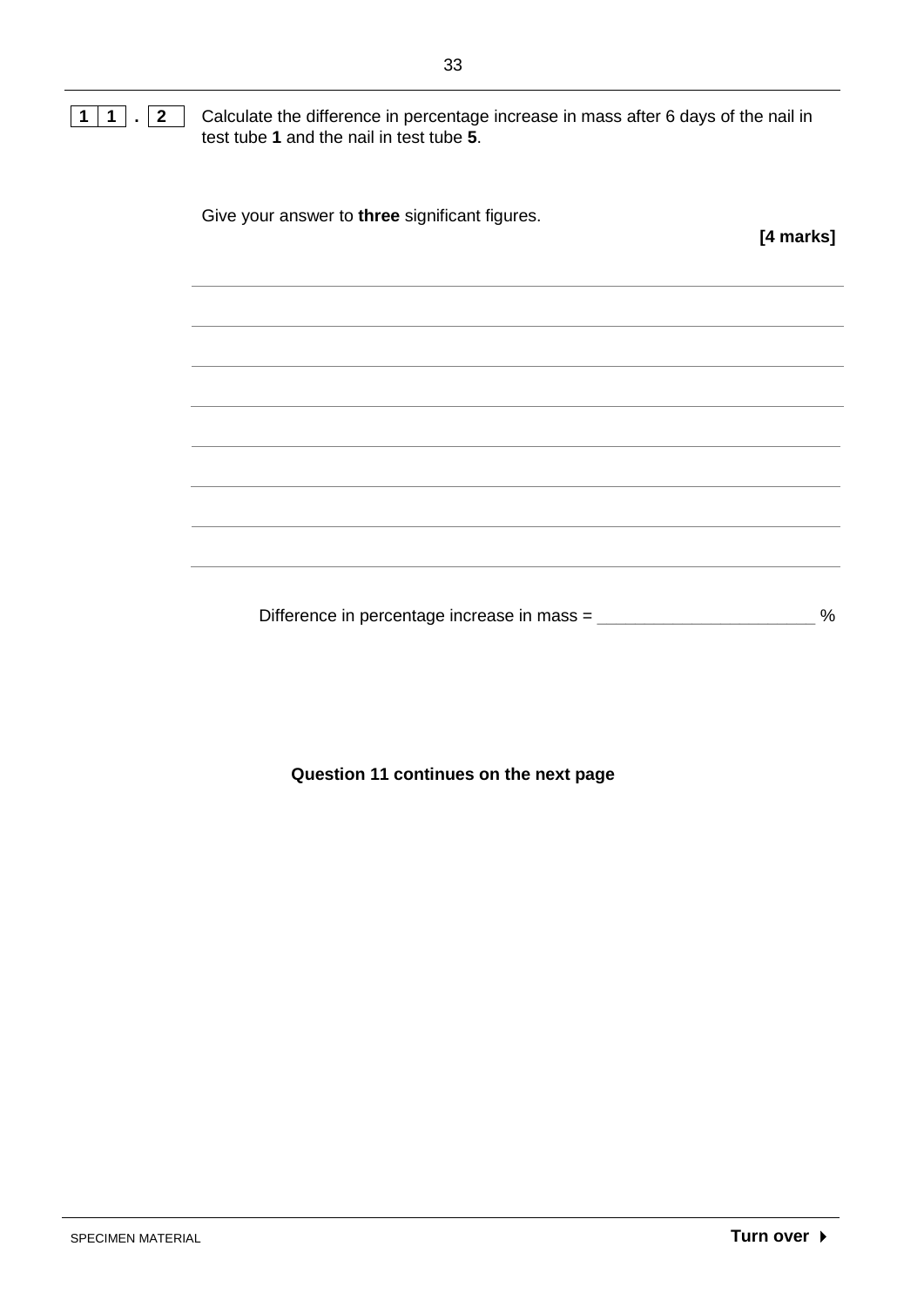**11 . 2** Calculate the difference in percentage increase in mass after 6 days of the nail in test tube **1** and the nail in test tube **5**.

Give your answer to **three** significant figures.

**[4 marks]**

Difference in percentage increase in mass = ______________________ %

**Question 11 continues on the next page**

SPECIMEN MATERIAL

**Turn over ▶**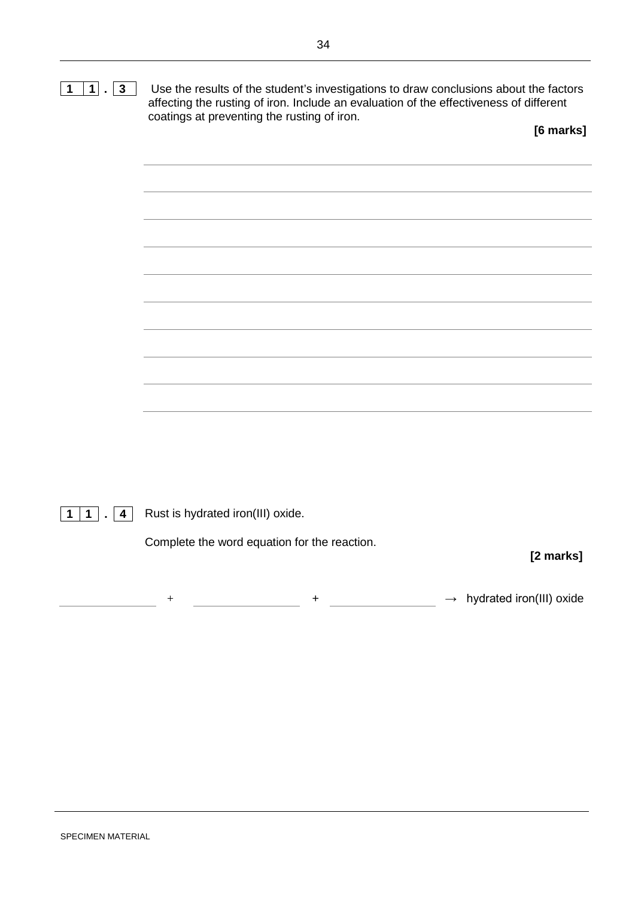**11.3** Use the results of the student's investigations to draw conclusions about the factors affecting the rusting of iron. Include an evaluation of the effectiveness of different coatings at preventing the rusting of iron.

**[6 marks]**

______________________________________________________________________

______________________________________________________________________

______________________________________________________________________

______________________________________________________________________

______________________________________________________________________

______________________________________________________________________

______________________________________________________________________

______________________________________________________________________

______________________________________________________________________

**11.4** Rust is hydrated iron(III) oxide.

Complete the word equation for the reaction.

**[2 marks]**

____________ + ____________ + ____________ → hydrated iron(III) oxide

SPECIMEN MATERIAL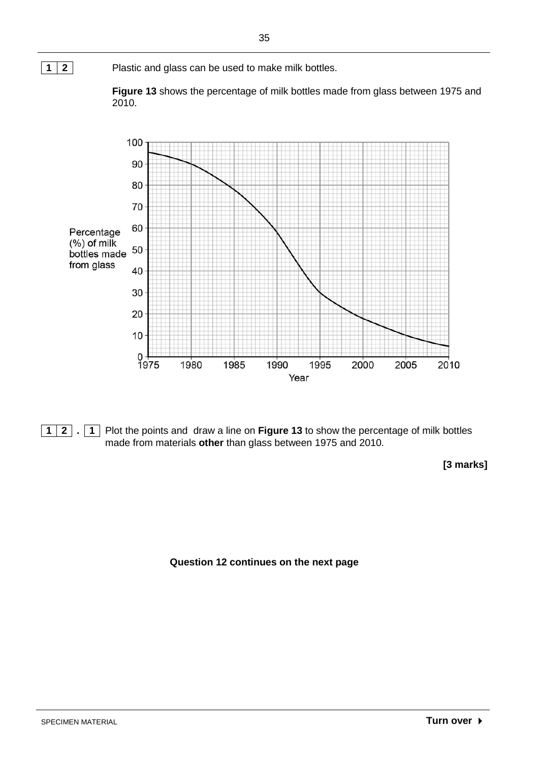**1 2** Plastic and glass can be used to make milk bottles.

**Figure 13** shows the percentage of milk bottles made from glass between 1975 and 2010.

**1 2 . 1** Plot the points and draw a line on **Figure 13** to show the percentage of milk bottles made from materials **other** than glass between 1975 and 2010.

**[3 marks]**

**Question 12 continues on the next page**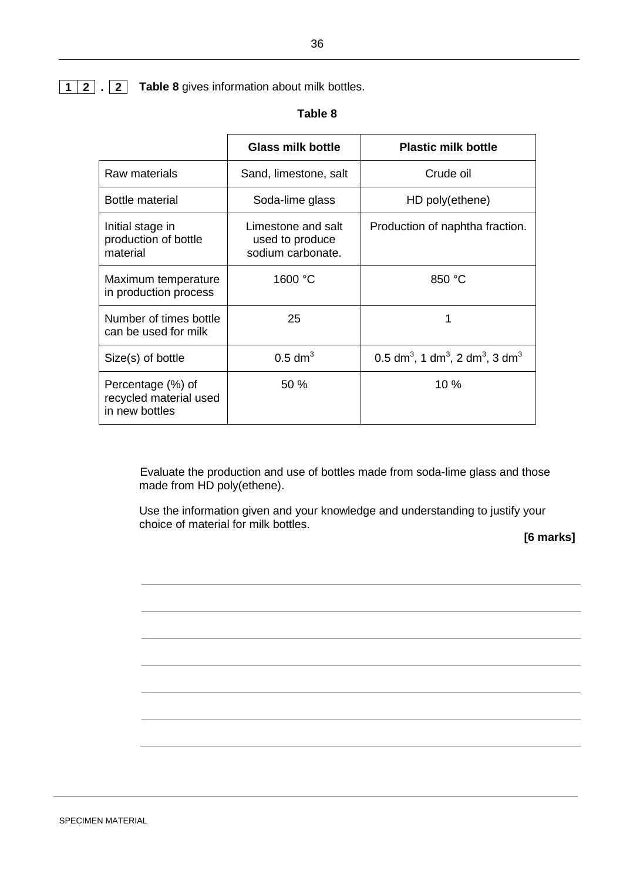**1 2 . 2** **Table 8** gives information about milk bottles.

**Table 8**

| | Glass milk bottle | Plastic milk bottle |
|---|---|---|
| Raw materials | Sand, limestone, salt | Crude oil |
| Bottle material | Soda-lime glass | HD poly(ethene) |
| Initial stage in production of bottle material | Limestone and salt used to produce sodium carbonate. | Production of naphtha fraction. |
| Maximum temperature in production process | 1600 °C | 850 °C |
| Number of times bottle can be used for milk | 25 | 1 |
| Size(s) of bottle | 0.5 $dm^3$ | 0.5 $dm^3$, 1 $dm^3$, 2 $dm^3$, 3 $dm^3$ |
| Percentage (%) of recycled material used in new bottles | 50 % | 10 % |

Evaluate the production and use of bottles made from soda-lime glass and those made from HD poly(ethene).

Use the information given and your knowledge and understanding to justify your choice of material for milk bottles.

**[6 marks]**

SPECIMEN MATERIAL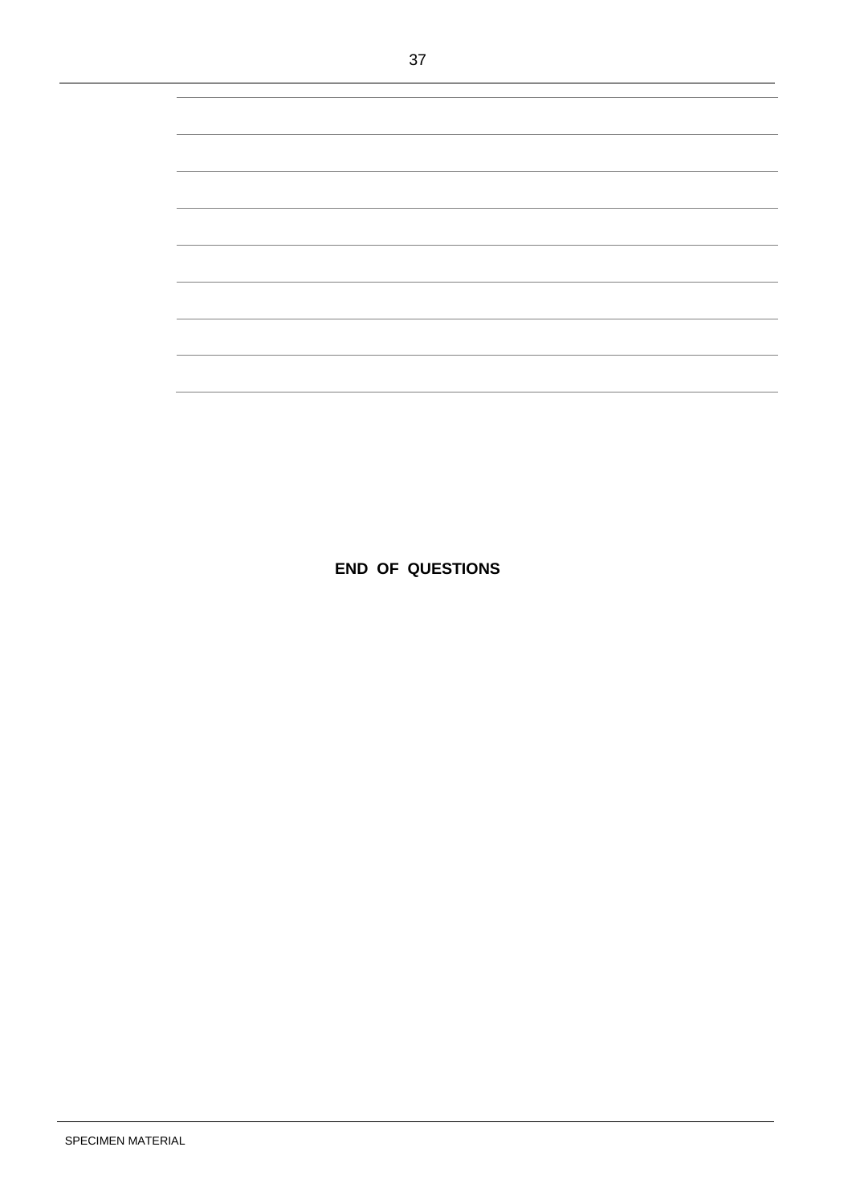**END OF QUESTIONS**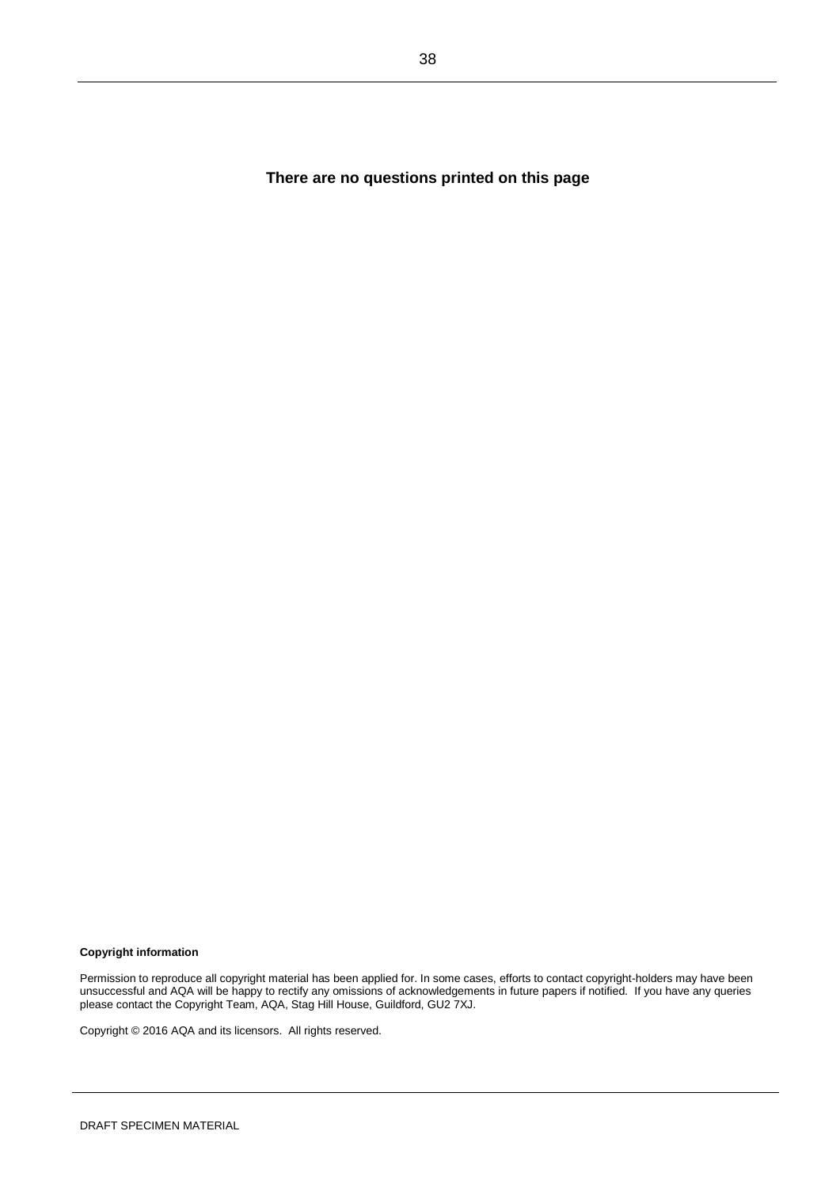**There are no questions printed on this page**

**Copyright information**

Permission to reproduce all copyright material has been applied for. In some cases, efforts to contact copyright-holders may have been unsuccessful and AQA will be happy to rectify any omissions of acknowledgements in future papers if notified. If you have any queries please contact the Copyright Team, AQA, Stag Hill House, Guildford, GU2 7XJ.

Copyright © 2016 AQA and its licensors. All rights reserved.